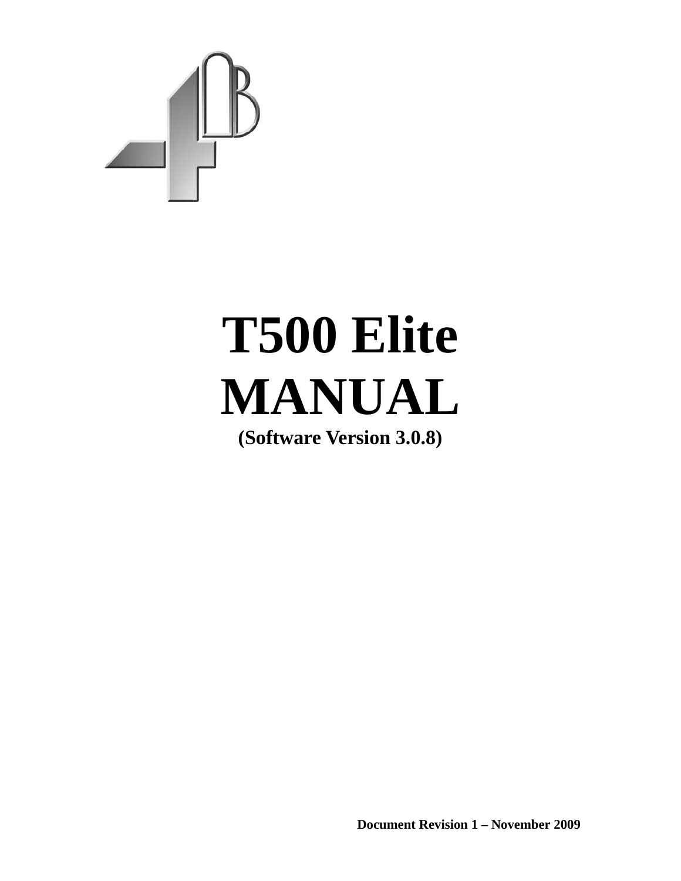# T500 Elite MANUAL

**(Software Version 3.0.8)**

**Document Revision 1 – November 2009**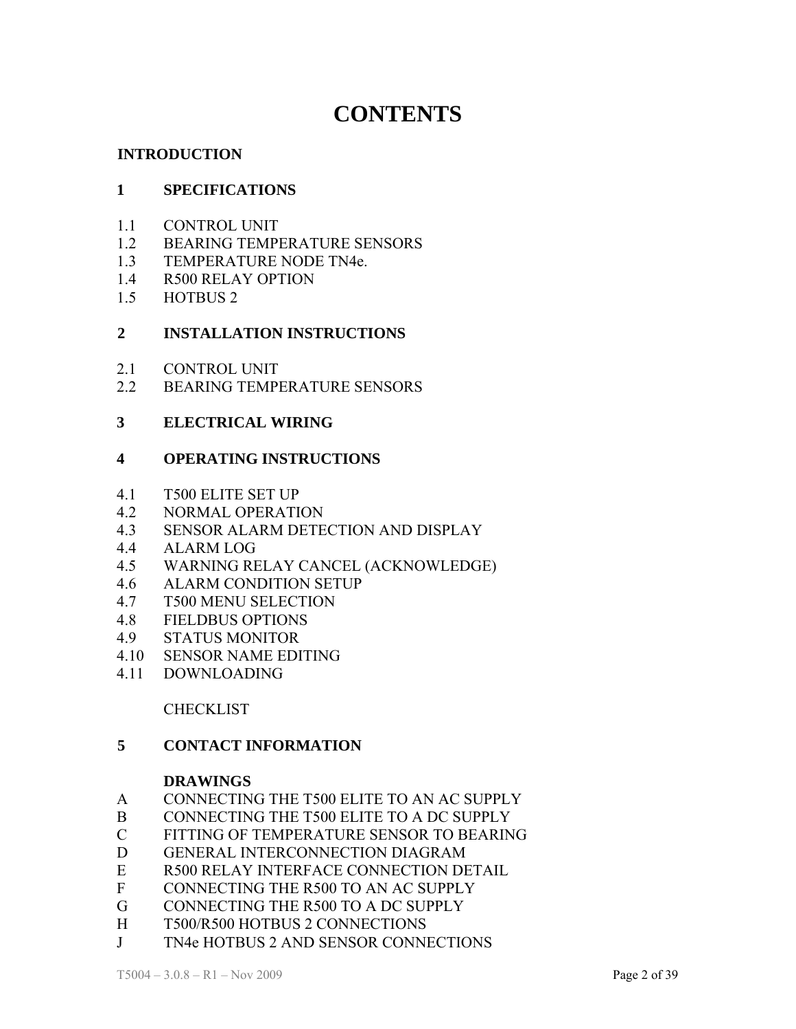# CONTENTS

**INTRODUCTION**

**1 SPECIFICATIONS**

1.1 CONTROL UNIT
1.2 BEARING TEMPERATURE SENSORS
1.3 TEMPERATURE NODE TN4e.
1.4 R500 RELAY OPTION
1.5 HOTBUS 2

**2 INSTALLATION INSTRUCTIONS**

2.1 CONTROL UNIT
2.2 BEARING TEMPERATURE SENSORS

**3 ELECTRICAL WIRING**

**4 OPERATING INSTRUCTIONS**

4.1 T500 ELITE SET UP
4.2 NORMAL OPERATION
4.3 SENSOR ALARM DETECTION AND DISPLAY
4.4 ALARM LOG
4.5 WARNING RELAY CANCEL (ACKNOWLEDGE)
4.6 ALARM CONDITION SETUP
4.7 T500 MENU SELECTION
4.8 FIELDBUS OPTIONS
4.9 STATUS MONITOR
4.10 SENSOR NAME EDITING
4.11 DOWNLOADING

CHECKLIST

**5 CONTACT INFORMATION**

**DRAWINGS**

A CONNECTING THE T500 ELITE TO AN AC SUPPLY
B CONNECTING THE T500 ELITE TO A DC SUPPLY
C FITTING OF TEMPERATURE SENSOR TO BEARING
D GENERAL INTERCONNECTION DIAGRAM
E R500 RELAY INTERFACE CONNECTION DETAIL
F CONNECTING THE R500 TO AN AC SUPPLY
G CONNECTING THE R500 TO A DC SUPPLY
H T500/R500 HOTBUS 2 CONNECTIONS
J TN4e HOTBUS 2 AND SENSOR CONNECTIONS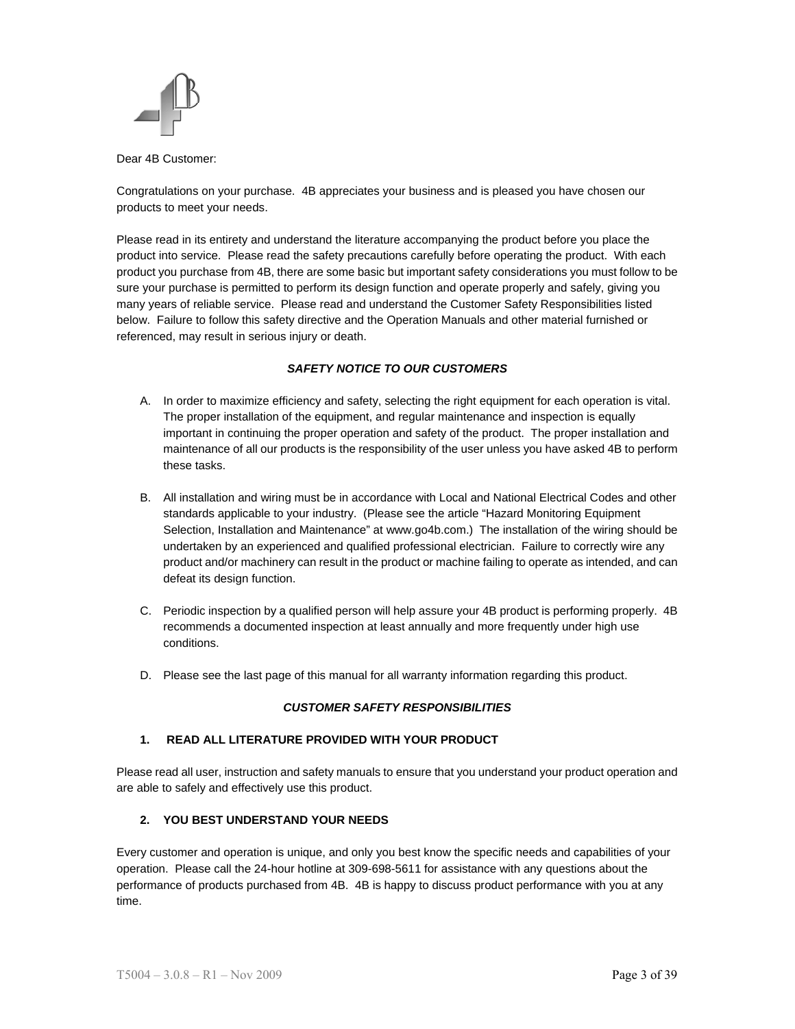Dear 4B Customer:

Congratulations on your purchase. 4B appreciates your business and is pleased you have chosen our products to meet your needs.

Please read in its entirety and understand the literature accompanying the product before you place the product into service. Please read the safety precautions carefully before operating the product. With each product you purchase from 4B, there are some basic but important safety considerations you must follow to be sure your purchase is permitted to perform its design function and operate properly and safely, giving you many years of reliable service. Please read and understand the Customer Safety Responsibilities listed below. Failure to follow this safety directive and the Operation Manuals and other material furnished or referenced, may result in serious injury or death.

### *SAFETY NOTICE TO OUR CUSTOMERS*

A. In order to maximize efficiency and safety, selecting the right equipment for each operation is vital. The proper installation of the equipment, and regular maintenance and inspection is equally important in continuing the proper operation and safety of the product. The proper installation and maintenance of all our products is the responsibility of the user unless you have asked 4B to perform these tasks.

B. All installation and wiring must be in accordance with Local and National Electrical Codes and other standards applicable to your industry. (Please see the article "Hazard Monitoring Equipment Selection, Installation and Maintenance" at www.go4b.com.) The installation of the wiring should be undertaken by an experienced and qualified professional electrician. Failure to correctly wire any product and/or machinery can result in the product or machine failing to operate as intended, and can defeat its design function.

C. Periodic inspection by a qualified person will help assure your 4B product is performing properly. 4B recommends a documented inspection at least annually and more frequently under high use conditions.

D. Please see the last page of this manual for all warranty information regarding this product.

### *CUSTOMER SAFETY RESPONSIBILITIES*

#### 1. READ ALL LITERATURE PROVIDED WITH YOUR PRODUCT

Please read all user, instruction and safety manuals to ensure that you understand your product operation and are able to safely and effectively use this product.

#### 2. YOU BEST UNDERSTAND YOUR NEEDS

Every customer and operation is unique, and only you best know the specific needs and capabilities of your operation. Please call the 24-hour hotline at 309-698-5611 for assistance with any questions about the performance of products purchased from 4B. 4B is happy to discuss product performance with you at any time.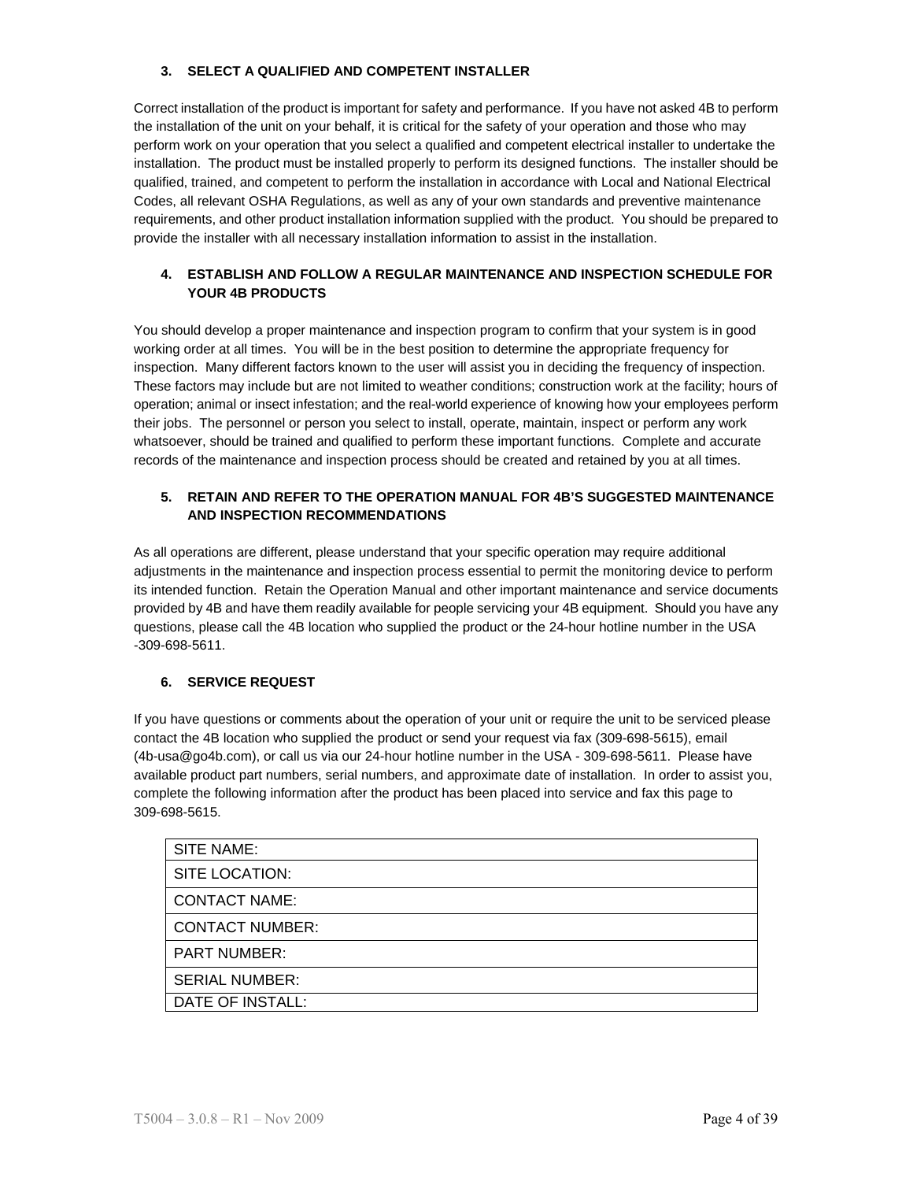### 3. SELECT A QUALIFIED AND COMPETENT INSTALLER

Correct installation of the product is important for safety and performance. If you have not asked 4B to perform the installation of the unit on your behalf, it is critical for the safety of your operation and those who may perform work on your operation that you select a qualified and competent electrical installer to undertake the installation. The product must be installed properly to perform its designed functions. The installer should be qualified, trained, and competent to perform the installation in accordance with Local and National Electrical Codes, all relevant OSHA Regulations, as well as any of your own standards and preventive maintenance requirements, and other product installation information supplied with the product. You should be prepared to provide the installer with all necessary installation information to assist in the installation.

### 4. ESTABLISH AND FOLLOW A REGULAR MAINTENANCE AND INSPECTION SCHEDULE FOR YOUR 4B PRODUCTS

You should develop a proper maintenance and inspection program to confirm that your system is in good working order at all times. You will be in the best position to determine the appropriate frequency for inspection. Many different factors known to the user will assist you in deciding the frequency of inspection. These factors may include but are not limited to weather conditions; construction work at the facility; hours of operation; animal or insect infestation; and the real-world experience of knowing how your employees perform their jobs. The personnel or person you select to install, operate, maintain, inspect or perform any work whatsoever, should be trained and qualified to perform these important functions. Complete and accurate records of the maintenance and inspection process should be created and retained by you at all times.

### 5. RETAIN AND REFER TO THE OPERATION MANUAL FOR 4B'S SUGGESTED MAINTENANCE AND INSPECTION RECOMMENDATIONS

As all operations are different, please understand that your specific operation may require additional adjustments in the maintenance and inspection process essential to permit the monitoring device to perform its intended function. Retain the Operation Manual and other important maintenance and service documents provided by 4B and have them readily available for people servicing your 4B equipment. Should you have any questions, please call the 4B location who supplied the product or the 24-hour hotline number in the USA -309-698-5611.

### 6. SERVICE REQUEST

If you have questions or comments about the operation of your unit or require the unit to be serviced please contact the 4B location who supplied the product or send your request via fax (309-698-5615), email (4b-usa@go4b.com), or call us via our 24-hour hotline number in the USA - 309-698-5611. Please have available product part numbers, serial numbers, and approximate date of installation. In order to assist you, complete the following information after the product has been placed into service and fax this page to 309-698-5615.

| SITE NAME: |
|---|
| SITE LOCATION: |
| CONTACT NAME: |
| CONTACT NUMBER: |
| PART NUMBER: |
| SERIAL NUMBER: |
| DATE OF INSTALL: |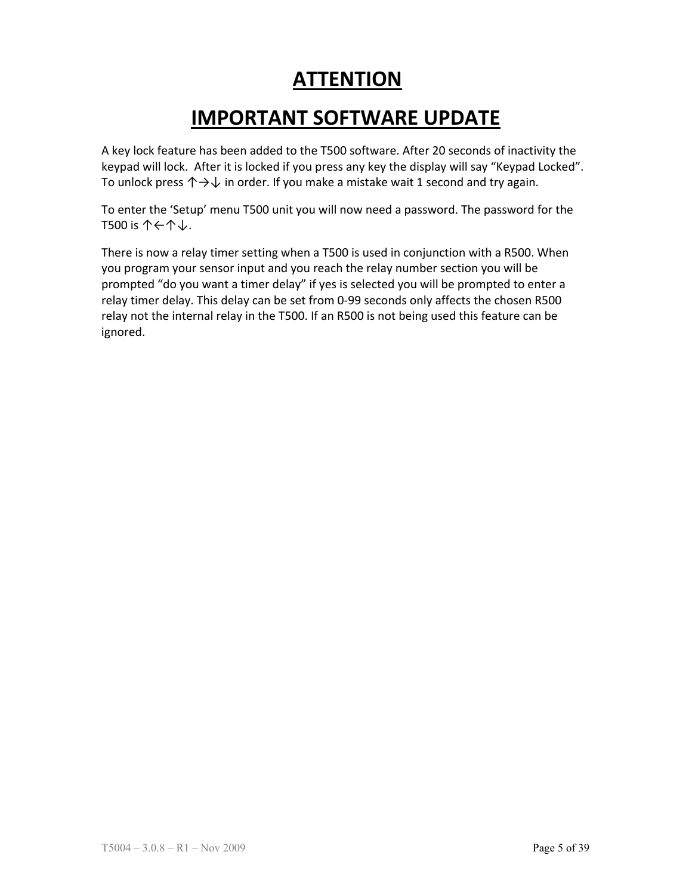# ATTENTION

# IMPORTANT SOFTWARE UPDATE

A key lock feature has been added to the T500 software. After 20 seconds of inactivity the keypad will lock. After it is locked if you press any key the display will say "Keypad Locked". To unlock press ↑→↓ in order. If you make a mistake wait 1 second and try again.

To enter the 'Setup' menu T500 unit you will now need a password. The password for the T500 is ↑←↑↓.

There is now a relay timer setting when a T500 is used in conjunction with a R500. When you program your sensor input and you reach the relay number section you will be prompted "do you want a timer delay" if yes is selected you will be prompted to enter a relay timer delay. This delay can be set from 0-99 seconds only affects the chosen R500 relay not the internal relay in the T500. If an R500 is not being used this feature can be ignored.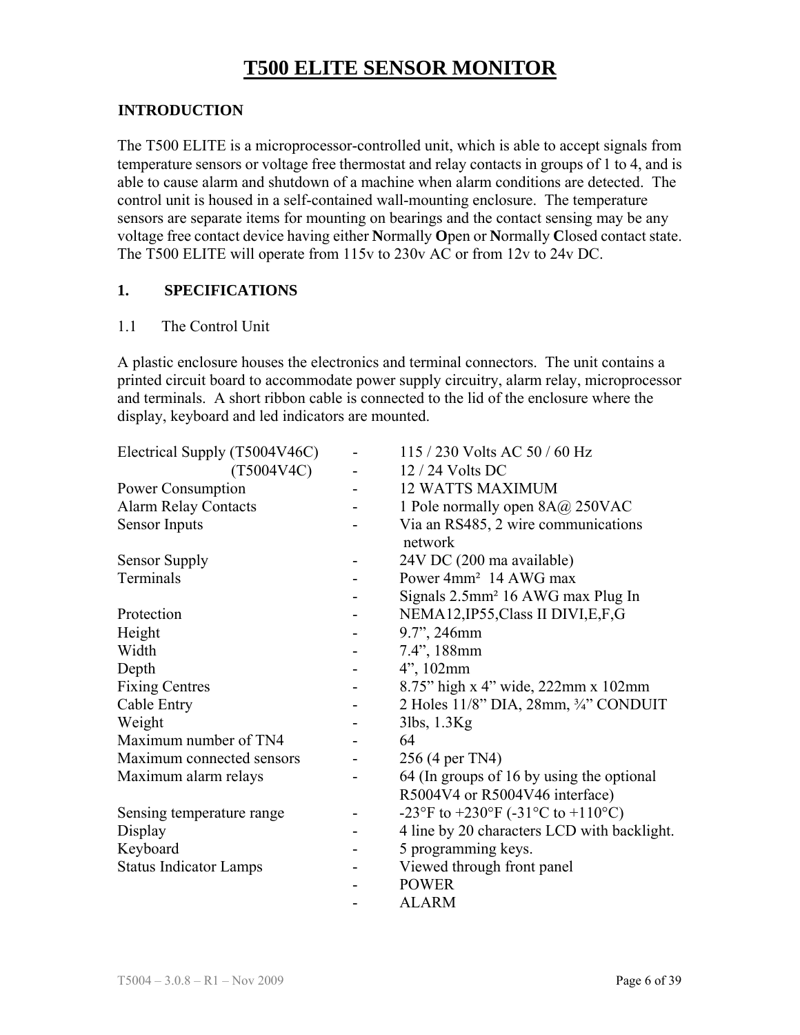# T500 ELITE SENSOR MONITOR

## INTRODUCTION

The T500 ELITE is a microprocessor-controlled unit, which is able to accept signals from temperature sensors or voltage free thermostat and relay contacts in groups of 1 to 4, and is able to cause alarm and shutdown of a machine when alarm conditions are detected. The control unit is housed in a self-contained wall-mounting enclosure. The temperature sensors are separate items for mounting on bearings and the contact sensing may be any voltage free contact device having either **N**ormally **O**pen or **N**ormally **C**losed contact state. The T500 ELITE will operate from 115v to 230v AC or from 12v to 24v DC.

## 1. SPECIFICATIONS

### 1.1 The Control Unit

A plastic enclosure houses the electronics and terminal connectors. The unit contains a printed circuit board to accommodate power supply circuitry, alarm relay, microprocessor and terminals. A short ribbon cable is connected to the lid of the enclosure where the display, keyboard and led indicators are mounted.

| | | |
|---|---|---|
| Electrical Supply (T5004V46C) | - | 115 / 230 Volts AC 50 / 60 Hz |
| (T5004V4C) | - | 12 / 24 Volts DC |
| Power Consumption | - | 12 WATTS MAXIMUM |
| Alarm Relay Contacts | - | 1 Pole normally open 8A@ 250VAC |
| Sensor Inputs | - | Via an RS485, 2 wire communications network |
| Sensor Supply | - | 24V DC (200 ma available) |
| Terminals | - | Power 4mm² 14 AWG max |
| | - | Signals 2.5mm² 16 AWG max Plug In |
| Protection | - | NEMA12,IP55,Class II DIVI,E,F,G |
| Height | - | 9.7”, 246mm |
| Width | - | 7.4”, 188mm |
| Depth | - | 4”, 102mm |
| Fixing Centres | - | 8.75” high x 4” wide, 222mm x 102mm |
| Cable Entry | - | 2 Holes 11/8” DIA, 28mm, ¾” CONDUIT |
| Weight | - | 3lbs, 1.3Kg |
| Maximum number of TN4 | - | 64 |
| Maximum connected sensors | - | 256 (4 per TN4) |
| Maximum alarm relays | - | 64 (In groups of 16 by using the optional R5004V4 or R5004V46 interface) |
| Sensing temperature range | - | -23°F to +230°F (-31°C to +110°C) |
| Display | - | 4 line by 20 characters LCD with backlight. |
| Keyboard | - | 5 programming keys. |
| Status Indicator Lamps | - | Viewed through front panel |
| | - | POWER |
| | - | ALARM |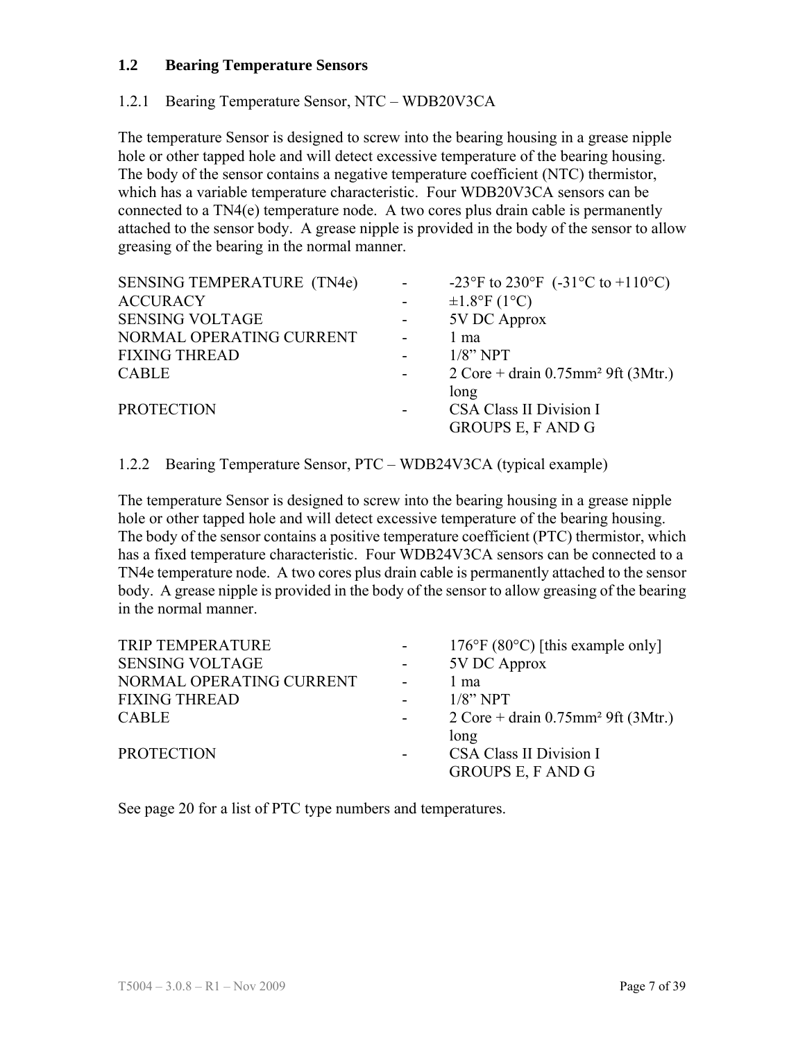## 1.2 Bearing Temperature Sensors

### 1.2.1 Bearing Temperature Sensor, NTC – WDB20V3CA

The temperature Sensor is designed to screw into the bearing housing in a grease nipple hole or other tapped hole and will detect excessive temperature of the bearing housing. The body of the sensor contains a negative temperature coefficient (NTC) thermistor, which has a variable temperature characteristic. Four WDB20V3CA sensors can be connected to a TN4(e) temperature node. A two cores plus drain cable is permanently attached to the sensor body. A grease nipple is provided in the body of the sensor to allow greasing of the bearing in the normal manner.

| | | |
|---|---|---|
| SENSING TEMPERATURE (TN4e) | - | -23°F to 230°F (-31°C to +110°C) |
| ACCURACY | - | ±1.8°F (1°C) |
| SENSING VOLTAGE | - | 5V DC Approx |
| NORMAL OPERATING CURRENT | - | 1 ma |
| FIXING THREAD | - | 1/8" NPT |
| CABLE | - | 2 Core + drain 0.75mm² 9ft (3Mtr.) long |
| PROTECTION | - | CSA Class II Division I GROUPS E, F AND G |

### 1.2.2 Bearing Temperature Sensor, PTC – WDB24V3CA (typical example)

The temperature Sensor is designed to screw into the bearing housing in a grease nipple hole or other tapped hole and will detect excessive temperature of the bearing housing. The body of the sensor contains a positive temperature coefficient (PTC) thermistor, which has a fixed temperature characteristic. Four WDB24V3CA sensors can be connected to a TN4e temperature node. A two cores plus drain cable is permanently attached to the sensor body. A grease nipple is provided in the body of the sensor to allow greasing of the bearing in the normal manner.

| | | |
|---|---|---|
| TRIP TEMPERATURE | - | 176°F (80°C) [this example only] |
| SENSING VOLTAGE | - | 5V DC Approx |
| NORMAL OPERATING CURRENT | - | 1 ma |
| FIXING THREAD | - | 1/8" NPT |
| CABLE | - | 2 Core + drain 0.75mm² 9ft (3Mtr.) long |
| PROTECTION | - | CSA Class II Division I GROUPS E, F AND G |

See page 20 for a list of PTC type numbers and temperatures.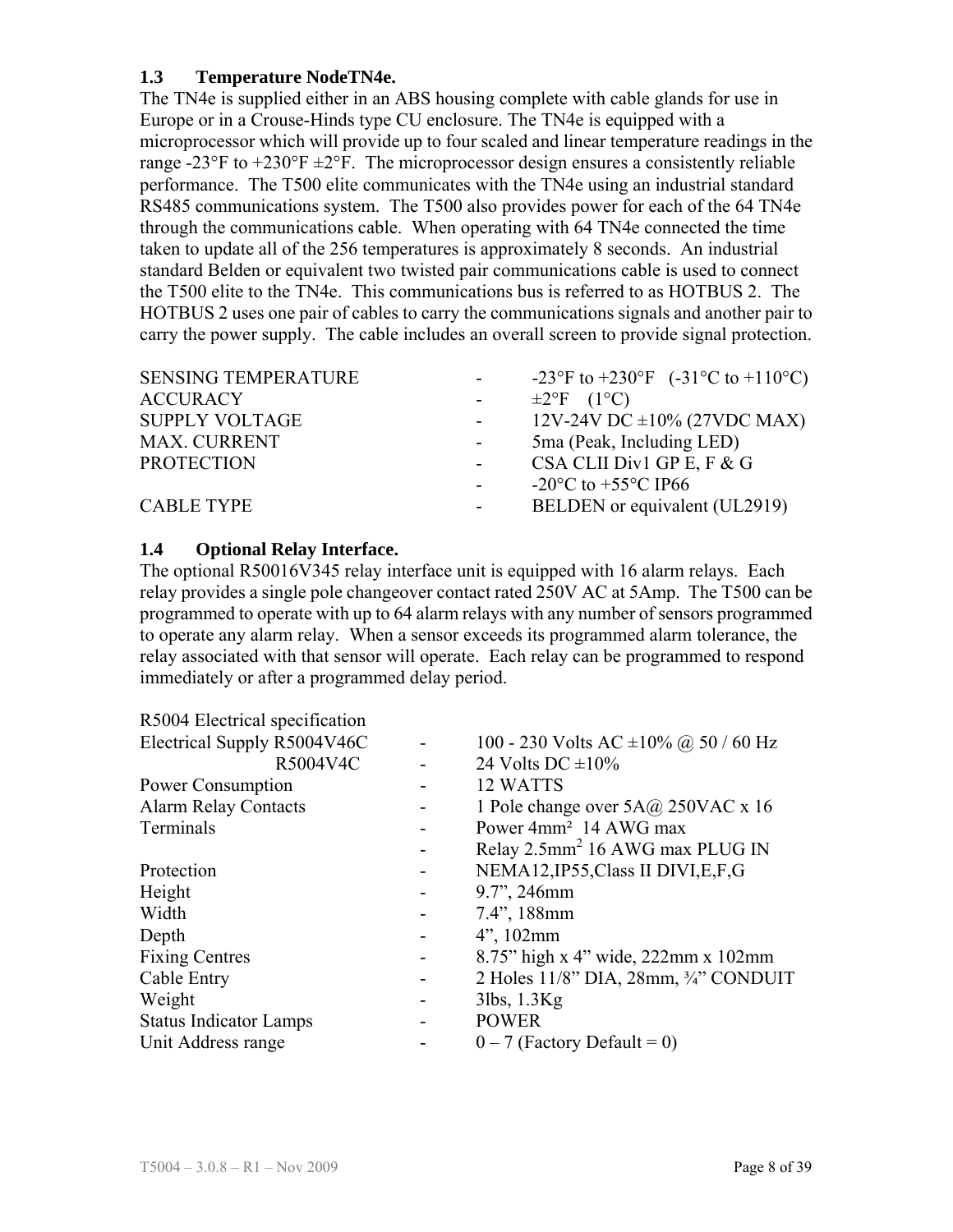### 1.3 Temperature NodeTN4e.

The TN4e is supplied either in an ABS housing complete with cable glands for use in Europe or in a Crouse-Hinds type CU enclosure. The TN4e is equipped with a microprocessor which will provide up to four scaled and linear temperature readings in the range -23°F to +230°F ±2°F. The microprocessor design ensures a consistently reliable performance. The T500 elite communicates with the TN4e using an industrial standard RS485 communications system. The T500 also provides power for each of the 64 TN4e through the communications cable. When operating with 64 TN4e connected the time taken to update all of the 256 temperatures is approximately 8 seconds. An industrial standard Belden or equivalent two twisted pair communications cable is used to connect the T500 elite to the TN4e. This communications bus is referred to as HOTBUS 2. The HOTBUS 2 uses one pair of cables to carry the communications signals and another pair to carry the power supply. The cable includes an overall screen to provide signal protection.

| | | |
|---|---|---|
| SENSING TEMPERATURE | - | -23°F to +230°F (-31°C to +110°C) |
| ACCURACY | - | ±2°F (1°C) |
| SUPPLY VOLTAGE | - | 12V-24V DC ±10% (27VDC MAX) |
| MAX. CURRENT | - | 5ma (Peak, Including LED) |
| PROTECTION | - | CSA CLII Div1 GP E, F & G |
| | - | -20°C to +55°C IP66 |
| CABLE TYPE | - | BELDEN or equivalent (UL2919) |

### 1.4 Optional Relay Interface.

The optional R50016V345 relay interface unit is equipped with 16 alarm relays. Each relay provides a single pole changeover contact rated 250V AC at 5Amp. The T500 can be programmed to operate with up to 64 alarm relays with any number of sensors programmed to operate any alarm relay. When a sensor exceeds its programmed alarm tolerance, the relay associated with that sensor will operate. Each relay can be programmed to respond immediately or after a programmed delay period.

| R5004 Electrical specification | | |
|---|---|---|
| Electrical Supply R5004V46C | - | 100 - 230 Volts AC ±10% @ 50 / 60 Hz |
| R5004V4C | - | 24 Volts DC ±10% |
| Power Consumption | - | 12 WATTS |
| Alarm Relay Contacts | - | 1 Pole change over 5A@ 250VAC x 16 |
| Terminals | - | Power 4mm² 14 AWG max |
| | - | Relay 2.5mm² 16 AWG max PLUG IN |
| Protection | - | NEMA12,IP55,Class II DIVI,E,F,G |
| Height | - | 9.7", 246mm |
| Width | - | 7.4", 188mm |
| Depth | - | 4", 102mm |
| Fixing Centres | - | 8.75" high x 4" wide, 222mm x 102mm |
| Cable Entry | - | 2 Holes 11/8" DIA, 28mm, ¾" CONDUIT |
| Weight | - | 3lbs, 1.3Kg |
| Status Indicator Lamps | - | POWER |
| Unit Address range | - | 0 – 7 (Factory Default = 0) |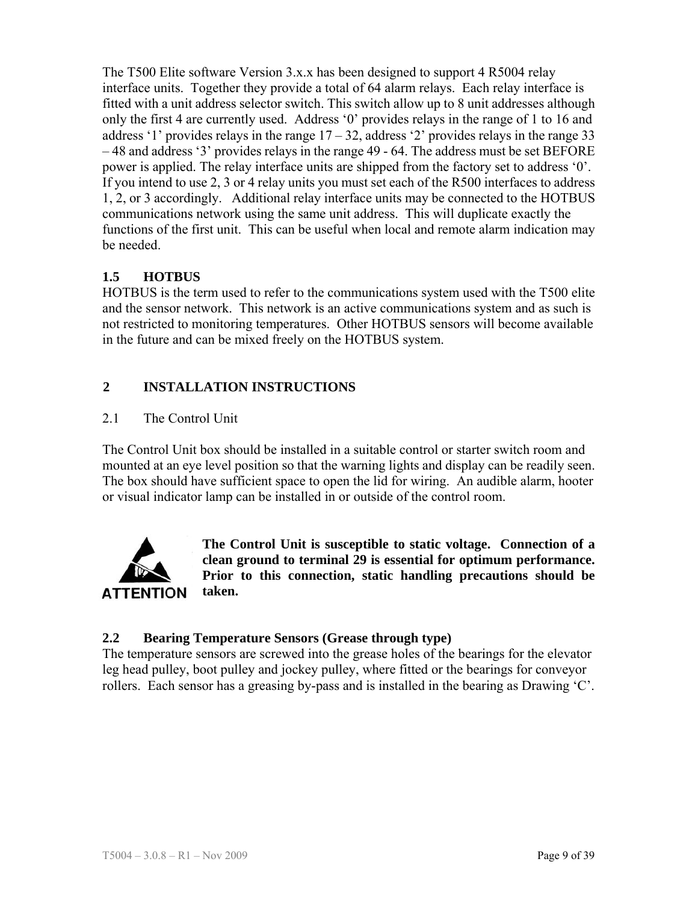The T500 Elite software Version 3.x.x has been designed to support 4 R5004 relay interface units. Together they provide a total of 64 alarm relays. Each relay interface is fitted with a unit address selector switch. This switch allow up to 8 unit addresses although only the first 4 are currently used. Address '0' provides relays in the range of 1 to 16 and address '1' provides relays in the range 17 – 32, address '2' provides relays in the range 33 – 48 and address '3' provides relays in the range 49 - 64. The address must be set BEFORE power is applied. The relay interface units are shipped from the factory set to address '0'. If you intend to use 2, 3 or 4 relay units you must set each of the R500 interfaces to address 1, 2, or 3 accordingly. Additional relay interface units may be connected to the HOTBUS communications network using the same unit address. This will duplicate exactly the functions of the first unit. This can be useful when local and remote alarm indication may be needed.

### 1.5 HOTBUS

HOTBUS is the term used to refer to the communications system used with the T500 elite and the sensor network. This network is an active communications system and as such is not restricted to monitoring temperatures. Other HOTBUS sensors will become available in the future and can be mixed freely on the HOTBUS system.

## 2 INSTALLATION INSTRUCTIONS

### 2.1 The Control Unit

The Control Unit box should be installed in a suitable control or starter switch room and mounted at an eye level position so that the warning lights and display can be readily seen. The box should have sufficient space to open the lid for wiring. An audible alarm, hooter or visual indicator lamp can be installed in or outside of the control room.

ATTENTION

**The Control Unit is susceptible to static voltage. Connection of a clean ground to terminal 29 is essential for optimum performance. Prior to this connection, static handling precautions should be taken.**

### 2.2 Bearing Temperature Sensors (Grease through type)

The temperature sensors are screwed into the grease holes of the bearings for the elevator leg head pulley, boot pulley and jockey pulley, where fitted or the bearings for conveyor rollers. Each sensor has a greasing by-pass and is installed in the bearing as Drawing 'C'.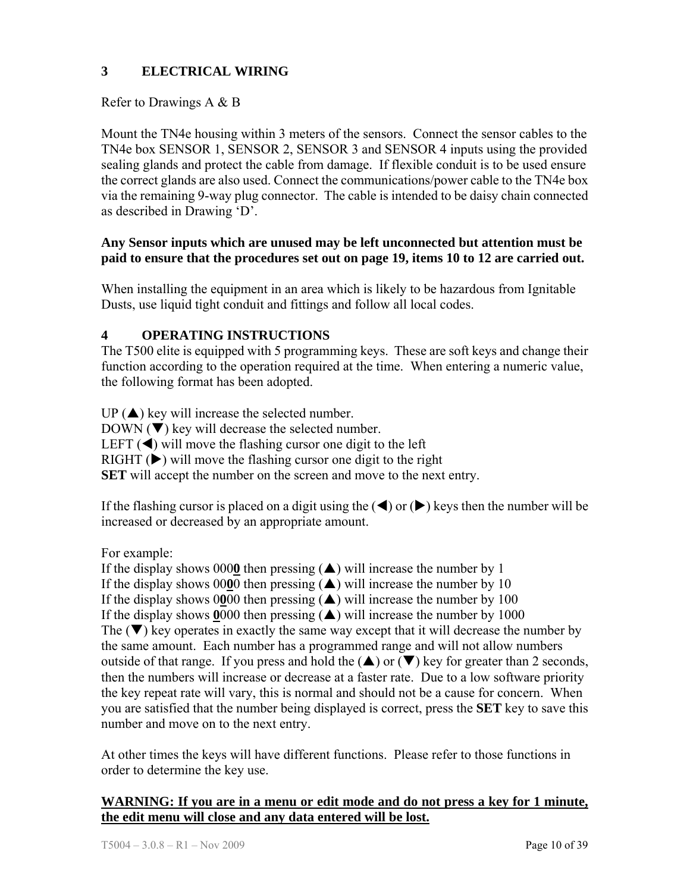## 3 ELECTRICAL WIRING

Refer to Drawings A & B

Mount the TN4e housing within 3 meters of the sensors. Connect the sensor cables to the TN4e box SENSOR 1, SENSOR 2, SENSOR 3 and SENSOR 4 inputs using the provided sealing glands and protect the cable from damage. If flexible conduit is to be used ensure the correct glands are also used. Connect the communications/power cable to the TN4e box via the remaining 9-way plug connector. The cable is intended to be daisy chain connected as described in Drawing 'D'.

**Any Sensor inputs which are unused may be left unconnected but attention must be paid to ensure that the procedures set out on page 19, items 10 to 12 are carried out.**

When installing the equipment in an area which is likely to be hazardous from Ignitable Dusts, use liquid tight conduit and fittings and follow all local codes.

## 4 OPERATING INSTRUCTIONS

The T500 elite is equipped with 5 programming keys. These are soft keys and change their function according to the operation required at the time. When entering a numeric value, the following format has been adopted.

UP (▲) key will increase the selected number.
DOWN (▼) key will decrease the selected number.
LEFT (◀) will move the flashing cursor one digit to the left
RIGHT (▶) will move the flashing cursor one digit to the right
**SET** will accept the number on the screen and move to the next entry.

If the flashing cursor is placed on a digit using the (◀) or (▶) keys then the number will be increased or decreased by an appropriate amount.

For example:
If the display shows 000**0** then pressing (▲) will increase the number by 1
If the display shows 00**0**0 then pressing (▲) will increase the number by 10
If the display shows 0**0**00 then pressing (▲) will increase the number by 100
If the display shows **0**000 then pressing (▲) will increase the number by 1000
The (▼) key operates in exactly the same way except that it will decrease the number by the same amount. Each number has a programmed range and will not allow numbers outside of that range. If you press and hold the (▲) or (▼) key for greater than 2 seconds, then the numbers will increase or decrease at a faster rate. Due to a low software priority the key repeat rate will vary, this is normal and should not be a cause for concern. When you are satisfied that the number being displayed is correct, press the **SET** key to save this number and move on to the next entry.

At other times the keys will have different functions. Please refer to those functions in order to determine the key use.

**WARNING: If you are in a menu or edit mode and do not press a key for 1 minute, the edit menu will close and any data entered will be lost.**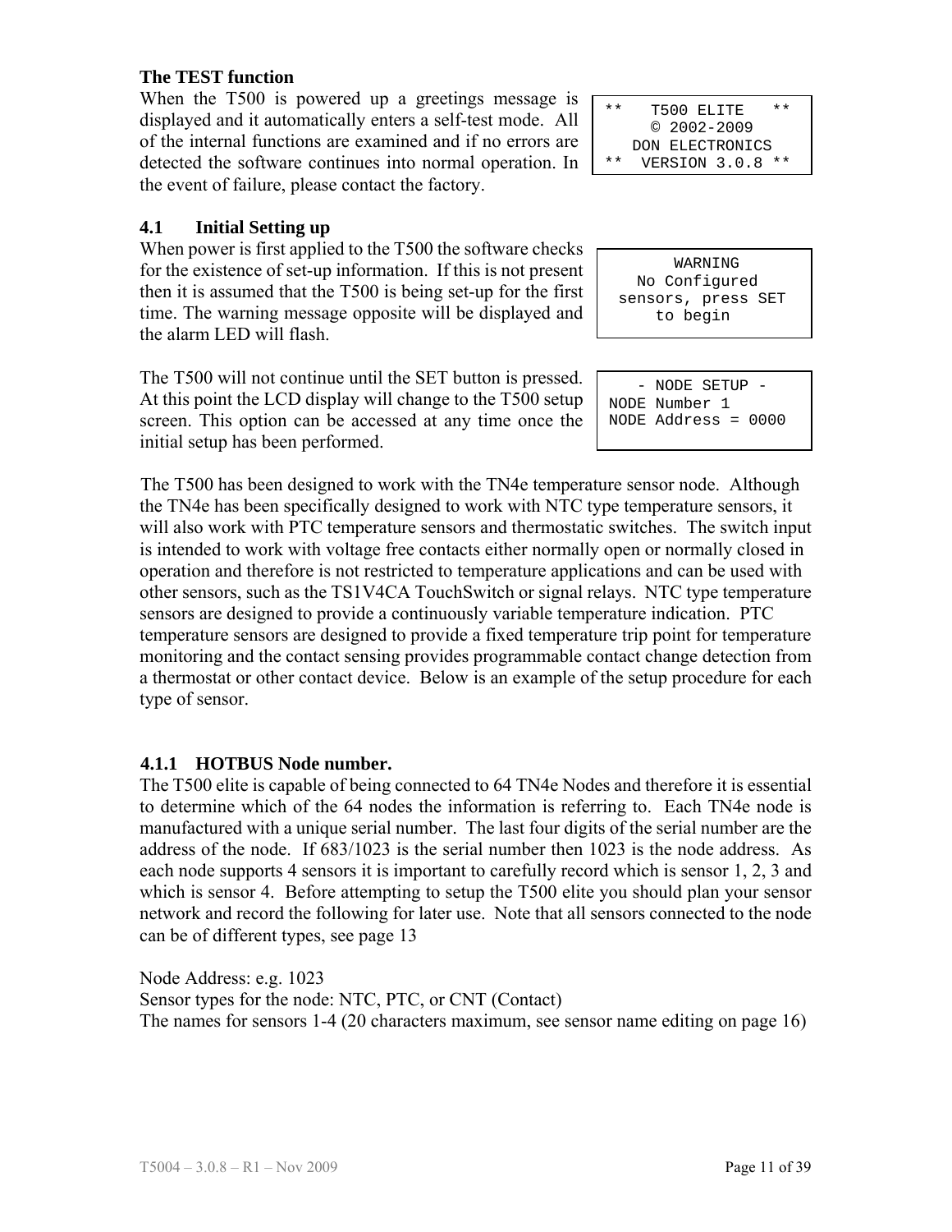**The TEST function**

When the T500 is powered up a greetings message is displayed and it automatically enters a self-test mode. All of the internal functions are examined and if no errors are detected the software continues into normal operation. In the event of failure, please contact the factory.

```
**   T500 ELITE   **
     © 2002-2009
   DON ELECTRONICS
**  VERSION 3.0.8 **
```

## 4.1 Initial Setting up

When power is first applied to the T500 the software checks for the existence of set-up information. If this is not present then it is assumed that the T500 is being set-up for the first time. The warning message opposite will be displayed and the alarm LED will flash.

```
       WARNING
   No Configured
 sensors, press SET
     to begin
```

The T500 will not continue until the SET button is pressed. At this point the LCD display will change to the T500 setup screen. This option can be accessed at any time once the initial setup has been performed.

```
   - NODE SETUP -
NODE Number 1
NODE Address = 0000
```

The T500 has been designed to work with the TN4e temperature sensor node. Although the TN4e has been specifically designed to work with NTC type temperature sensors, it will also work with PTC temperature sensors and thermostatic switches. The switch input is intended to work with voltage free contacts either normally open or normally closed in operation and therefore is not restricted to temperature applications and can be used with other sensors, such as the TS1V4CA TouchSwitch or signal relays. NTC type temperature sensors are designed to provide a continuously variable temperature indication. PTC temperature sensors are designed to provide a fixed temperature trip point for temperature monitoring and the contact sensing provides programmable contact change detection from a thermostat or other contact device. Below is an example of the setup procedure for each type of sensor.

### 4.1.1 HOTBUS Node number.

The T500 elite is capable of being connected to 64 TN4e Nodes and therefore it is essential to determine which of the 64 nodes the information is referring to. Each TN4e node is manufactured with a unique serial number. The last four digits of the serial number are the address of the node. If 683/1023 is the serial number then 1023 is the node address. As each node supports 4 sensors it is important to carefully record which is sensor 1, 2, 3 and which is sensor 4. Before attempting to setup the T500 elite you should plan your sensor network and record the following for later use. Note that all sensors connected to the node can be of different types, see page 13

Node Address: e.g. 1023
Sensor types for the node: NTC, PTC, or CNT (Contact)
The names for sensors 1-4 (20 characters maximum, see sensor name editing on page 16)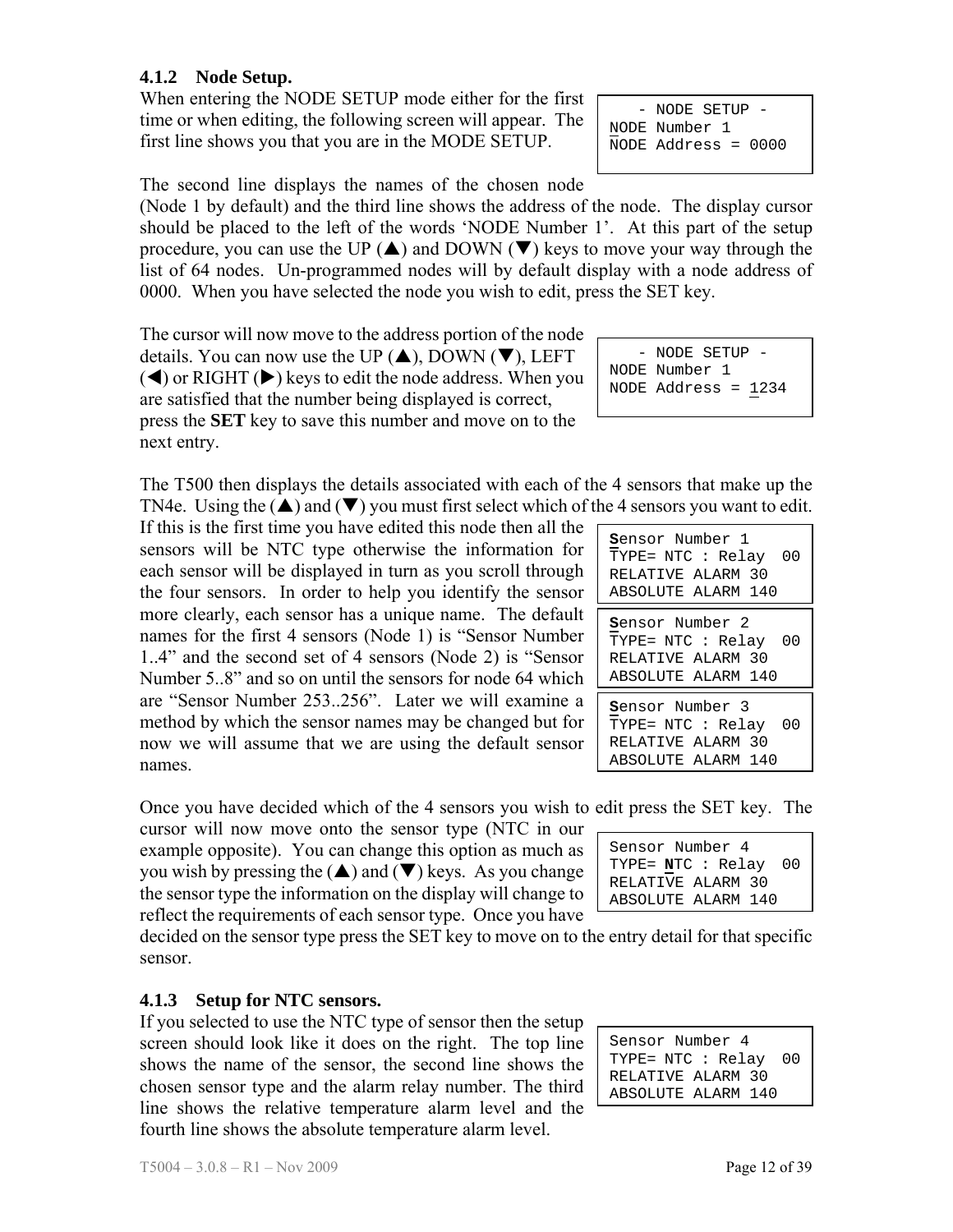### 4.1.2 Node Setup.

When entering the NODE SETUP mode either for the first time or when editing, the following screen will appear. The first line shows you that you are in the MODE SETUP.

```
   - NODE SETUP -
NODE Number 1
NODE Address = 0000
```

The second line displays the names of the chosen node (Node 1 by default) and the third line shows the address of the node. The display cursor should be placed to the left of the words 'NODE Number 1'. At this part of the setup procedure, you can use the UP (▲) and DOWN (▼) keys to move your way through the list of 64 nodes. Un-programmed nodes will by default display with a node address of 0000. When you have selected the node you wish to edit, press the SET key.

The cursor will now move to the address portion of the node details. You can now use the UP (▲), DOWN (▼), LEFT (◀) or RIGHT (▶) keys to edit the node address. When you are satisfied that the number being displayed is correct, press the **SET** key to save this number and move on to the next entry.

```
   - NODE SETUP -
NODE Number 1
NODE Address = 1234
```

The T500 then displays the details associated with each of the 4 sensors that make up the TN4e. Using the (▲) and (▼) you must first select which of the 4 sensors you want to edit. If this is the first time you have edited this node then all the sensors will be NTC type otherwise the information for each sensor will be displayed in turn as you scroll through the four sensors. In order to help you identify the sensor more clearly, each sensor has a unique name. The default names for the first 4 sensors (Node 1) is "Sensor Number 1..4" and the second set of 4 sensors (Node 2) is "Sensor Number 5..8" and so on until the sensors for node 64 which are "Sensor Number 253..256". Later we will examine a method by which the sensor names may be changed but for now we will assume that we are using the default sensor names.

```
Sensor Number 1
TYPE= NTC : Relay  00
RELATIVE ALARM 30
ABSOLUTE ALARM 140
```

```
Sensor Number 2
TYPE= NTC : Relay  00
RELATIVE ALARM 30
ABSOLUTE ALARM 140
```

```
Sensor Number 3
TYPE= NTC : Relay  00
RELATIVE ALARM 30
ABSOLUTE ALARM 140
```

Once you have decided which of the 4 sensors you wish to edit press the SET key. The cursor will now move onto the sensor type (NTC in our example opposite). You can change this option as much as you wish by pressing the (▲) and (▼) keys. As you change the sensor type the information on the display will change to reflect the requirements of each sensor type. Once you have decided on the sensor type press the SET key to move on to the entry detail for that specific sensor.

```
Sensor Number 4
TYPE= NTC : Relay  00
RELATIVE ALARM 30
ABSOLUTE ALARM 140
```

### 4.1.3 Setup for NTC sensors.

If you selected to use the NTC type of sensor then the setup screen should look like it does on the right. The top line shows the name of the sensor, the second line shows the chosen sensor type and the alarm relay number. The third line shows the relative temperature alarm level and the fourth line shows the absolute temperature alarm level.

```
Sensor Number 4
TYPE= NTC : Relay  00
RELATIVE ALARM 30
ABSOLUTE ALARM 140
```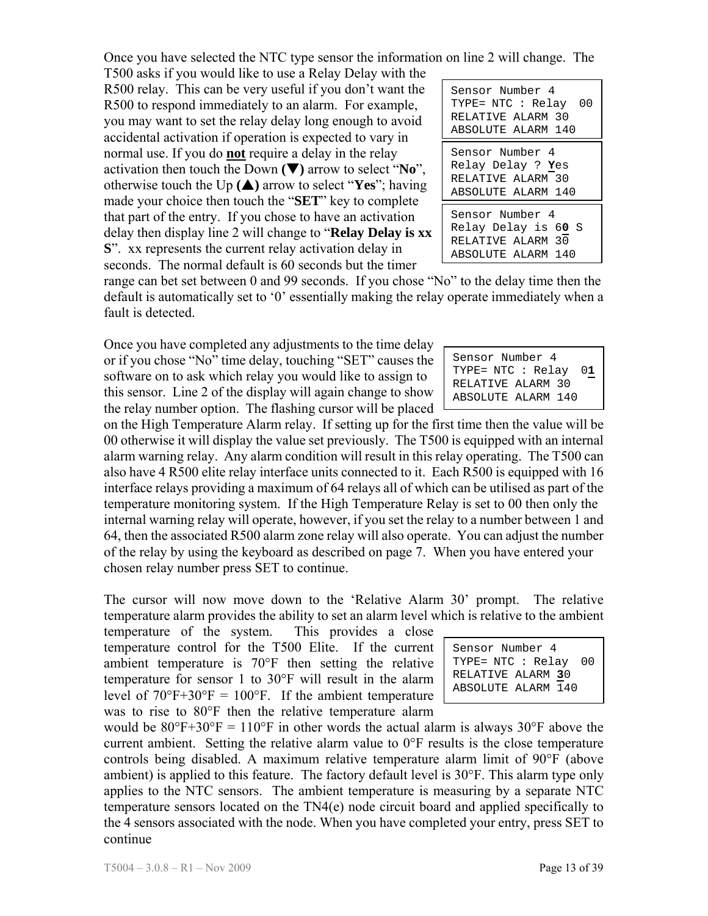Once you have selected the NTC type sensor the information on line 2 will change. The T500 asks if you would like to use a Relay Delay with the R500 relay. This can be very useful if you don't want the R500 to respond immediately to an alarm. For example, you may want to set the relay delay long enough to avoid accidental activation if operation is expected to vary in normal use. If you do **not** require a delay in the relay activation then touch the Down **(▼)** arrow to select "**No**", otherwise touch the Up **(▲)** arrow to select "**Yes**"; having made your choice then touch the "**SET**" key to complete that part of the entry. If you chose to have an activation delay then display line 2 will change to "**Relay Delay is xx S**". xx represents the current relay activation delay in seconds. The normal default is 60 seconds but the timer range can bet set between 0 and 99 seconds. If you chose "No" to the delay time then the default is automatically set to '0' essentially making the relay operate immediately when a fault is detected.

```
Sensor Number 4
TYPE= NTC : Relay  00
RELATIVE ALARM 30
ABSOLUTE ALARM 140
```

```
Sensor Number 4
Relay Delay ? Yes
RELATIVE ALARM 30
ABSOLUTE ALARM 140
```

```
Sensor Number 4
Relay Delay is 60 S
RELATIVE ALARM 30
ABSOLUTE ALARM 140
```

Once you have completed any adjustments to the time delay or if you chose "No" time delay, touching "SET" causes the software on to ask which relay you would like to assign to this sensor. Line 2 of the display will again change to show the relay number option. The flashing cursor will be placed on the High Temperature Alarm relay. If setting up for the first time then the value will be 00 otherwise it will display the value set previously. The T500 is equipped with an internal alarm warning relay. Any alarm condition will result in this relay operating. The T500 can also have 4 R500 elite relay interface units connected to it. Each R500 is equipped with 16 interface relays providing a maximum of 64 relays all of which can be utilised as part of the temperature monitoring system. If the High Temperature Relay is set to 00 then only the internal warning relay will operate, however, if you set the relay to a number between 1 and 64, then the associated R500 alarm zone relay will also operate. You can adjust the number of the relay by using the keyboard as described on page 7. When you have entered your chosen relay number press SET to continue.

```
Sensor Number 4
TYPE= NTC : Relay  01
RELATIVE ALARM 30
ABSOLUTE ALARM 140
```

The cursor will now move down to the 'Relative Alarm 30' prompt. The relative temperature alarm provides the ability to set an alarm level which is relative to the ambient temperature of the system. This provides a close temperature control for the T500 Elite. If the current ambient temperature is 70°F then setting the relative temperature for sensor 1 to 30°F will result in the alarm level of 70°F+30°F = 100°F. If the ambient temperature was to rise to 80°F then the relative temperature alarm would be 80°F+30°F = 110°F in other words the actual alarm is always 30°F above the current ambient. Setting the relative alarm value to 0°F results is the close temperature controls being disabled. A maximum relative temperature alarm limit of 90°F (above ambient) is applied to this feature. The factory default level is 30°F. This alarm type only applies to the NTC sensors. The ambient temperature is measuring by a separate NTC temperature sensors located on the TN4(e) node circuit board and applied specifically to the 4 sensors associated with the node. When you have completed your entry, press SET to continue

```
Sensor Number 4
TYPE= NTC : Relay  00
RELATIVE ALARM 30
ABSOLUTE ALARM 140
```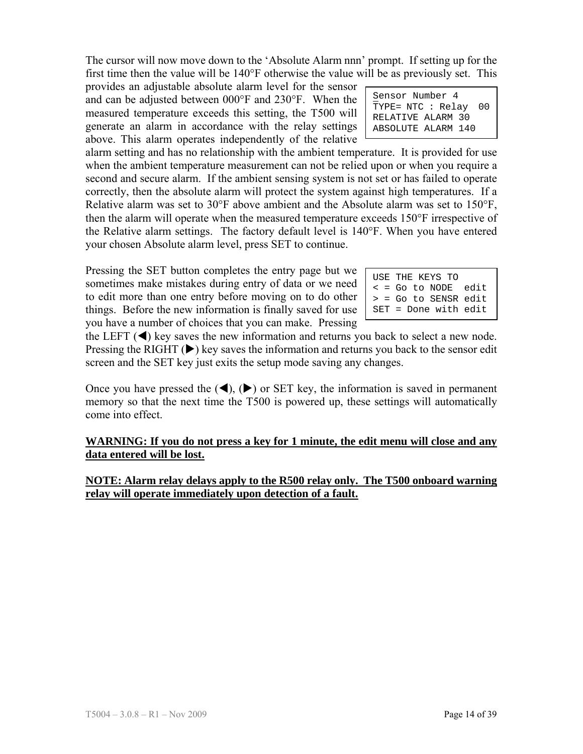The cursor will now move down to the 'Absolute Alarm nnn' prompt. If setting up for the first time then the value will be 140°F otherwise the value will be as previously set. This provides an adjustable absolute alarm level for the sensor and can be adjusted between 000°F and 230°F. When the measured temperature exceeds this setting, the T500 will generate an alarm in accordance with the relay settings above. This alarm operates independently of the relative alarm setting and has no relationship with the ambient temperature. It is provided for use when the ambient temperature measurement can not be relied upon or when you require a second and secure alarm. If the ambient sensing system is not set or has failed to operate correctly, then the absolute alarm will protect the system against high temperatures. If a Relative alarm was set to 30°F above ambient and the Absolute alarm was set to 150°F, then the alarm will operate when the measured temperature exceeds 150°F irrespective of the Relative alarm settings. The factory default level is 140°F. When you have entered your chosen Absolute alarm level, press SET to continue.

```
Sensor Number 4
TYPE= NTC : Relay  00
RELATIVE ALARM 30
ABSOLUTE ALARM 140
```

Pressing the SET button completes the entry page but we sometimes make mistakes during entry of data or we need to edit more than one entry before moving on to do other things. Before the new information is finally saved for use you have a number of choices that you can make. Pressing the LEFT (◀) key saves the new information and returns you back to select a new node. Pressing the RIGHT (▶) key saves the information and returns you back to the sensor edit screen and the SET key just exits the setup mode saving any changes.

```
USE THE KEYS TO
< = Go to NODE  edit
> = Go to SENSR edit
SET = Done with edit
```

Once you have pressed the (◀), (▶) or SET key, the information is saved in permanent memory so that the next time the T500 is powered up, these settings will automatically come into effect.

**WARNING: If you do not press a key for 1 minute, the edit menu will close and any data entered will be lost.**

**NOTE: Alarm relay delays apply to the R500 relay only. The T500 onboard warning relay will operate immediately upon detection of a fault.**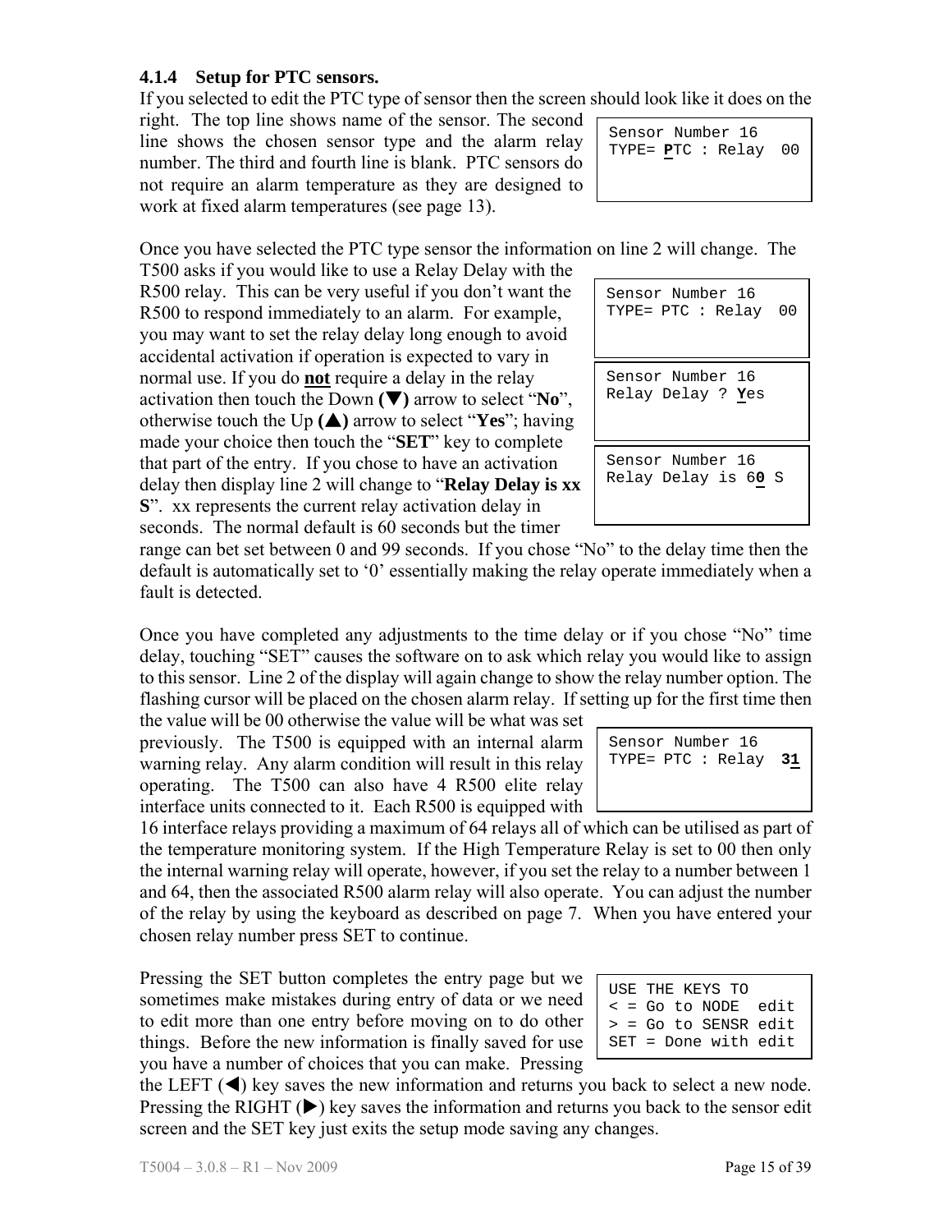### 4.1.4 Setup for PTC sensors.

If you selected to edit the PTC type of sensor then the screen should look like it does on the right. The top line shows name of the sensor. The second line shows the chosen sensor type and the alarm relay number. The third and fourth line is blank. PTC sensors do not require an alarm temperature as they are designed to work at fixed alarm temperatures (see page 13).

```
Sensor Number 16
TYPE= PTC : Relay  00
```

Once you have selected the PTC type sensor the information on line 2 will change. The T500 asks if you would like to use a Relay Delay with the R500 relay. This can be very useful if you don't want the R500 to respond immediately to an alarm. For example, you may want to set the relay delay long enough to avoid accidental activation if operation is expected to vary in normal use. If you do **not** require a delay in the relay activation then touch the Down **(▼)** arrow to select "**No**", otherwise touch the Up **(▲)** arrow to select "**Yes**"; having made your choice then touch the "**SET**" key to complete that part of the entry. If you chose to have an activation delay then display line 2 will change to "**Relay Delay is xx S**". xx represents the current relay activation delay in seconds. The normal default is 60 seconds but the timer range can bet set between 0 and 99 seconds. If you chose "No" to the delay time then the default is automatically set to '0' essentially making the relay operate immediately when a fault is detected.

```
Sensor Number 16
TYPE= PTC : Relay  00
```

```
Sensor Number 16
Relay Delay ? Yes
```

```
Sensor Number 16
Relay Delay is 60 S
```

Once you have completed any adjustments to the time delay or if you chose "No" time delay, touching "SET" causes the software on to ask which relay you would like to assign to this sensor. Line 2 of the display will again change to show the relay number option. The flashing cursor will be placed on the chosen alarm relay. If setting up for the first time then the value will be 00 otherwise the value will be what was set previously. The T500 is equipped with an internal alarm warning relay. Any alarm condition will result in this relay operating. The T500 can also have 4 R500 elite relay interface units connected to it. Each R500 is equipped with 16 interface relays providing a maximum of 64 relays all of which can be utilised as part of the temperature monitoring system. If the High Temperature Relay is set to 00 then only the internal warning relay will operate, however, if you set the relay to a number between 1 and 64, then the associated R500 alarm relay will also operate. You can adjust the number of the relay by using the keyboard as described on page 7. When you have entered your chosen relay number press SET to continue.

```
Sensor Number 16
TYPE= PTC : Relay  31
```

Pressing the SET button completes the entry page but we sometimes make mistakes during entry of data or we need to edit more than one entry before moving on to do other things. Before the new information is finally saved for use you have a number of choices that you can make. Pressing the LEFT (◀) key saves the new information and returns you back to select a new node. Pressing the RIGHT (▶) key saves the information and returns you back to the sensor edit screen and the SET key just exits the setup mode saving any changes.

```
USE THE KEYS TO
< = Go to NODE  edit
> = Go to SENSR edit
SET = Done with edit
```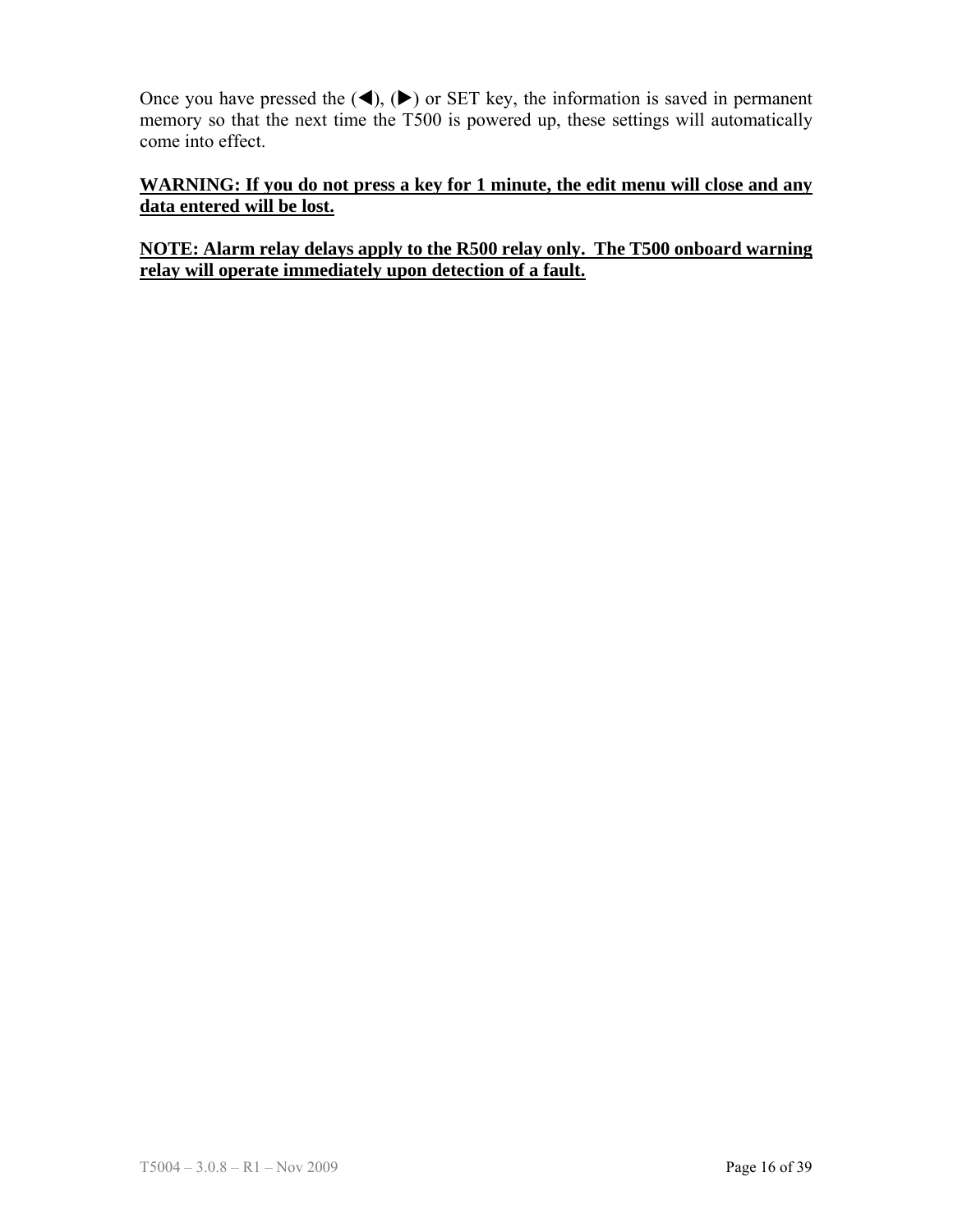Once you have pressed the (◀), (▶) or SET key, the information is saved in permanent memory so that the next time the T500 is powered up, these settings will automatically come into effect.

**WARNING: If you do not press a key for 1 minute, the edit menu will close and any data entered will be lost.**

**NOTE: Alarm relay delays apply to the R500 relay only.  The T500 onboard warning relay will operate immediately upon detection of a fault.**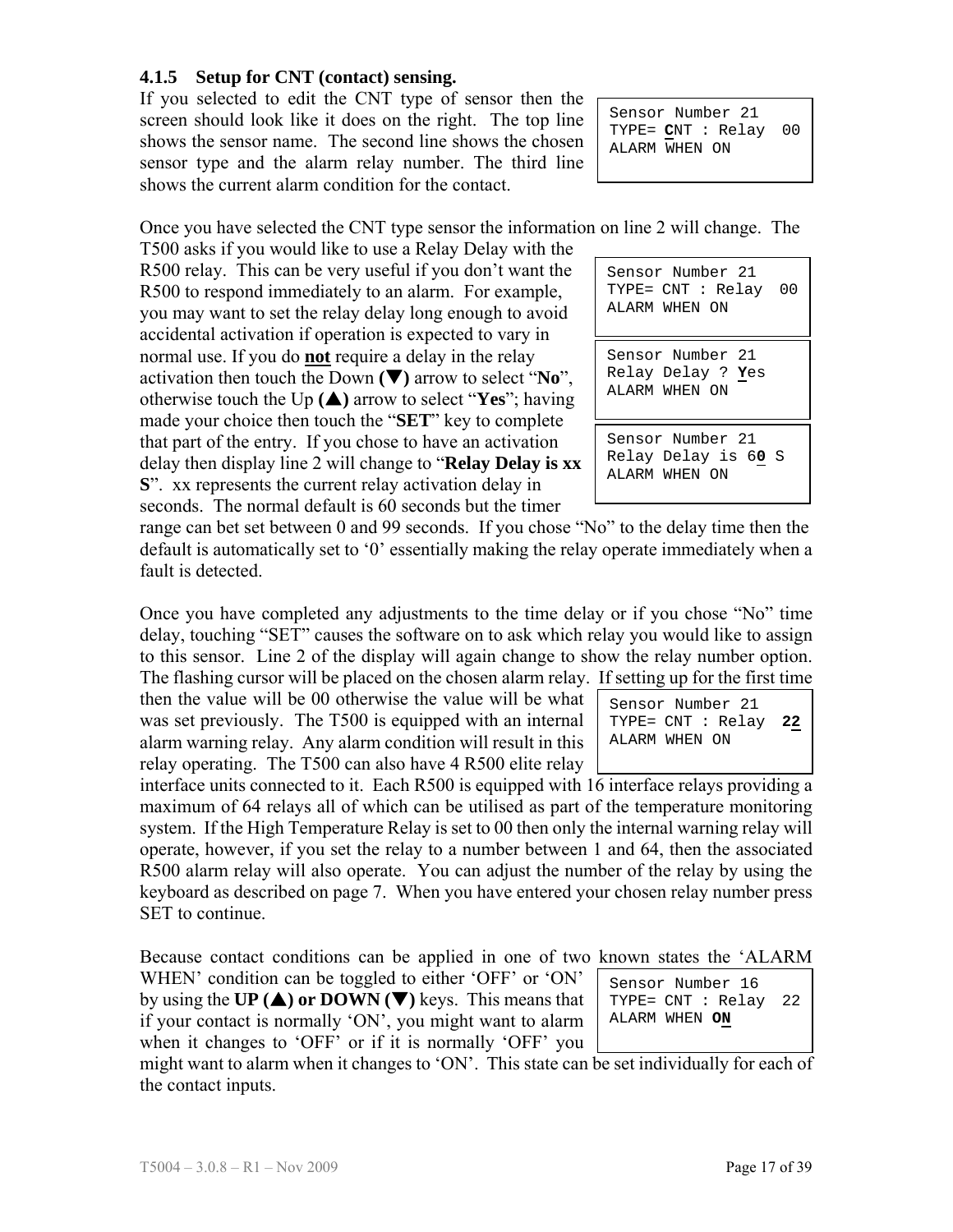### 4.1.5 Setup for CNT (contact) sensing.

If you selected to edit the CNT type of sensor then the screen should look like it does on the right. The top line shows the sensor name. The second line shows the chosen sensor type and the alarm relay number. The third line shows the current alarm condition for the contact.

```
Sensor Number 21
TYPE= CNT : Relay  00
ALARM WHEN ON
```

Once you have selected the CNT type sensor the information on line 2 will change. The T500 asks if you would like to use a Relay Delay with the R500 relay. This can be very useful if you don't want the R500 to respond immediately to an alarm. For example, you may want to set the relay delay long enough to avoid accidental activation if operation is expected to vary in normal use. If you do **not** require a delay in the relay activation then touch the Down **(▼)** arrow to select "**No**", otherwise touch the Up **(▲)** arrow to select "**Yes**"; having made your choice then touch the "**SET**" key to complete that part of the entry. If you chose to have an activation delay then display line 2 will change to "**Relay Delay is xx S**". xx represents the current relay activation delay in seconds. The normal default is 60 seconds but the timer range can bet set between 0 and 99 seconds. If you chose "No" to the delay time then the default is automatically set to '0' essentially making the relay operate immediately when a fault is detected.

```
Sensor Number 21
TYPE= CNT : Relay  00
ALARM WHEN ON
```

```
Sensor Number 21
Relay Delay ? Yes
ALARM WHEN ON
```

```
Sensor Number 21
Relay Delay is 60 S
ALARM WHEN ON
```

Once you have completed any adjustments to the time delay or if you chose "No" time delay, touching "SET" causes the software on to ask which relay you would like to assign to this sensor. Line 2 of the display will again change to show the relay number option. The flashing cursor will be placed on the chosen alarm relay. If setting up for the first time then the value will be 00 otherwise the value will be what was set previously. The T500 is equipped with an internal alarm warning relay. Any alarm condition will result in this relay operating. The T500 can also have 4 R500 elite relay interface units connected to it. Each R500 is equipped with 16 interface relays providing a maximum of 64 relays all of which can be utilised as part of the temperature monitoring system. If the High Temperature Relay is set to 00 then only the internal warning relay will operate, however, if you set the relay to a number between 1 and 64, then the associated R500 alarm relay will also operate. You can adjust the number of the relay by using the keyboard as described on page 7. When you have entered your chosen relay number press SET to continue.

```
Sensor Number 21
TYPE= CNT : Relay  22
ALARM WHEN ON
```

Because contact conditions can be applied in one of two known states the 'ALARM WHEN' condition can be toggled to either 'OFF' or 'ON' by using the **UP (▲) or DOWN (▼)** keys. This means that if your contact is normally 'ON', you might want to alarm when it changes to 'OFF' or if it is normally 'OFF' you might want to alarm when it changes to 'ON'. This state can be set individually for each of the contact inputs.

```
Sensor Number 16
TYPE= CNT : Relay  22
ALARM WHEN ON
```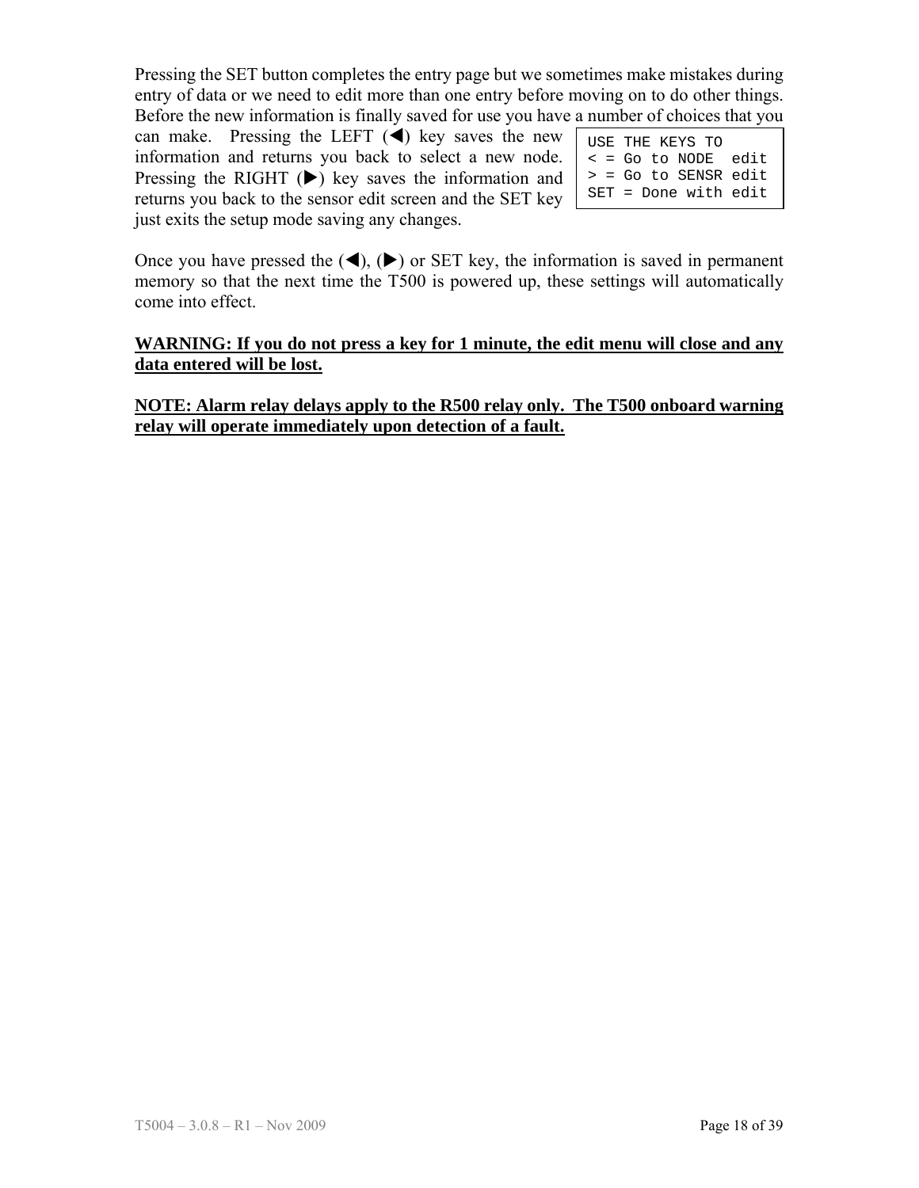Pressing the SET button completes the entry page but we sometimes make mistakes during entry of data or we need to edit more than one entry before moving on to do other things. Before the new information is finally saved for use you have a number of choices that you can make. Pressing the LEFT (◀) key saves the new information and returns you back to select a new node. Pressing the RIGHT (▶) key saves the information and returns you back to the sensor edit screen and the SET key just exits the setup mode saving any changes.

```
USE THE KEYS TO
< = Go to NODE  edit
> = Go to SENSR edit
SET = Done with edit
```

Once you have pressed the (◀), (▶) or SET key, the information is saved in permanent memory so that the next time the T500 is powered up, these settings will automatically come into effect.

**WARNING: If you do not press a key for 1 minute, the edit menu will close and any data entered will be lost.**

**NOTE: Alarm relay delays apply to the R500 relay only. The T500 onboard warning relay will operate immediately upon detection of a fault.**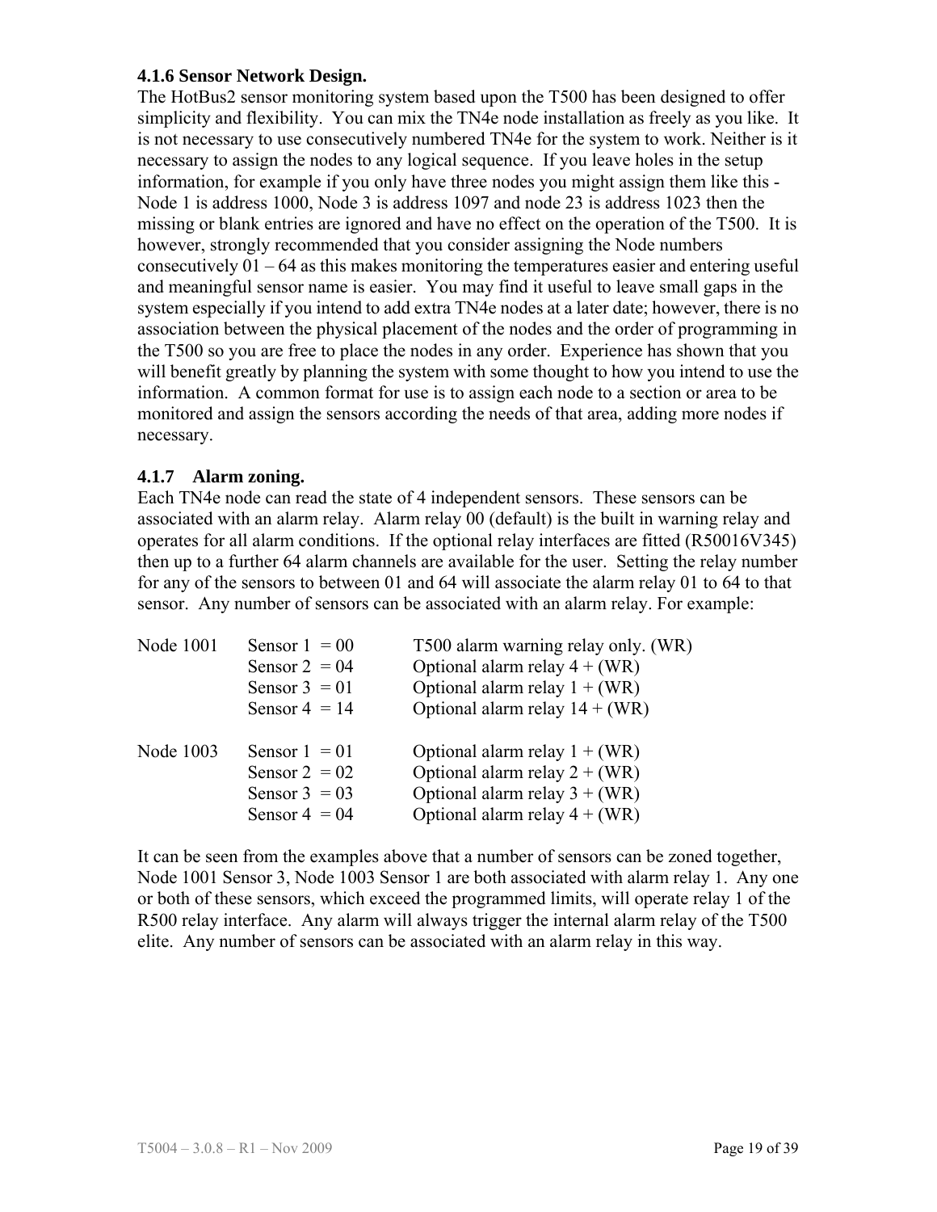### 4.1.6 Sensor Network Design.

The HotBus2 sensor monitoring system based upon the T500 has been designed to offer simplicity and flexibility. You can mix the TN4e node installation as freely as you like. It is not necessary to use consecutively numbered TN4e for the system to work. Neither is it necessary to assign the nodes to any logical sequence. If you leave holes in the setup information, for example if you only have three nodes you might assign them like this - Node 1 is address 1000, Node 3 is address 1097 and node 23 is address 1023 then the missing or blank entries are ignored and have no effect on the operation of the T500. It is however, strongly recommended that you consider assigning the Node numbers consecutively 01 – 64 as this makes monitoring the temperatures easier and entering useful and meaningful sensor name is easier. You may find it useful to leave small gaps in the system especially if you intend to add extra TN4e nodes at a later date; however, there is no association between the physical placement of the nodes and the order of programming in the T500 so you are free to place the nodes in any order. Experience has shown that you will benefit greatly by planning the system with some thought to how you intend to use the information. A common format for use is to assign each node to a section or area to be monitored and assign the sensors according the needs of that area, adding more nodes if necessary.

### 4.1.7 Alarm zoning.

Each TN4e node can read the state of 4 independent sensors. These sensors can be associated with an alarm relay. Alarm relay 00 (default) is the built in warning relay and operates for all alarm conditions. If the optional relay interfaces are fitted (R50016V345) then up to a further 64 alarm channels are available for the user. Setting the relay number for any of the sensors to between 01 and 64 will associate the alarm relay 01 to 64 to that sensor. Any number of sensors can be associated with an alarm relay. For example:

| | | |
|---|---|---|
| Node 1001 | Sensor 1 = 00 | T500 alarm warning relay only. (WR) |
| | Sensor 2 = 04 | Optional alarm relay 4 + (WR) |
| | Sensor 3 = 01 | Optional alarm relay 1 + (WR) |
| | Sensor 4 = 14 | Optional alarm relay 14 + (WR) |
| Node 1003 | Sensor 1 = 01 | Optional alarm relay 1 + (WR) |
| | Sensor 2 = 02 | Optional alarm relay 2 + (WR) |
| | Sensor 3 = 03 | Optional alarm relay 3 + (WR) |
| | Sensor 4 = 04 | Optional alarm relay 4 + (WR) |

It can be seen from the examples above that a number of sensors can be zoned together, Node 1001 Sensor 3, Node 1003 Sensor 1 are both associated with alarm relay 1. Any one or both of these sensors, which exceed the programmed limits, will operate relay 1 of the R500 relay interface. Any alarm will always trigger the internal alarm relay of the T500 elite. Any number of sensors can be associated with an alarm relay in this way.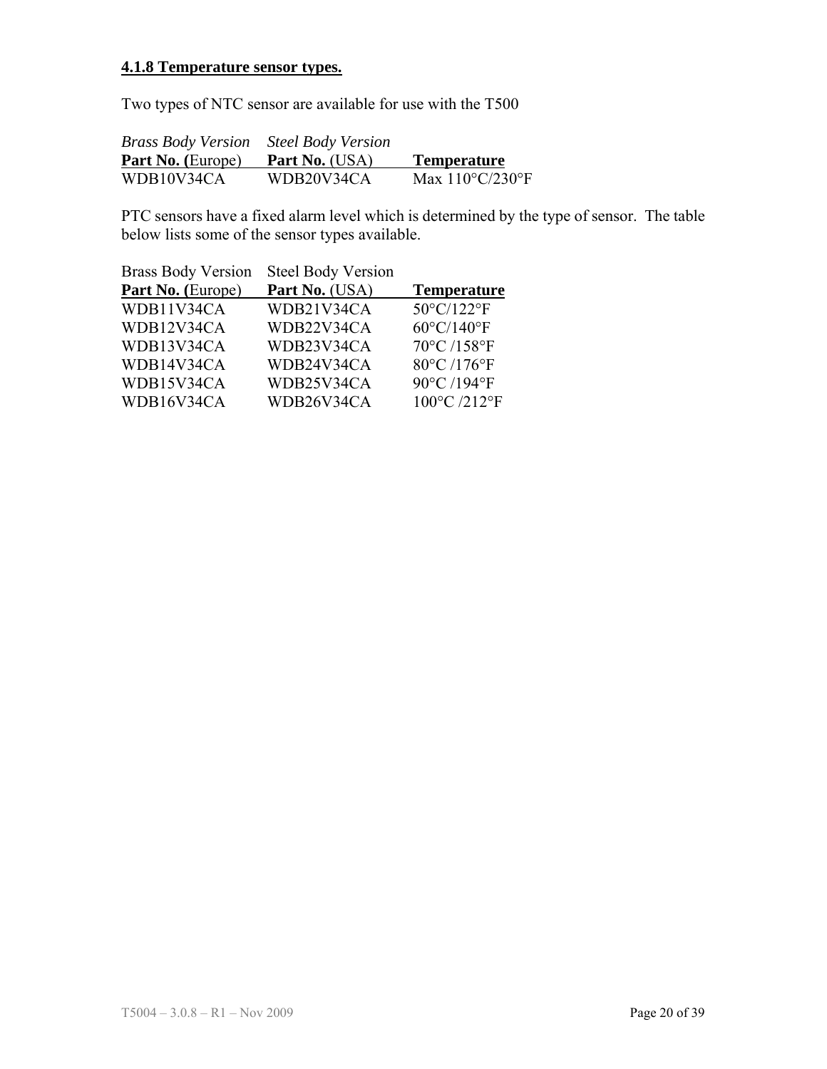#### 4.1.8 Temperature sensor types.

Two types of NTC sensor are available for use with the T500

| *Brass Body Version* **Part No. (**Europe) | *Steel Body Version* **Part No.** (USA) | **Temperature** |
|---|---|---|
| WDB10V34CA | WDB20V34CA | Max 110°C/230°F |

PTC sensors have a fixed alarm level which is determined by the type of sensor. The table below lists some of the sensor types available.

| Brass Body Version **Part No. (**Europe) | Steel Body Version **Part No.** (USA) | **Temperature** |
|---|---|---|
| WDB11V34CA | WDB21V34CA | 50°C/122°F |
| WDB12V34CA | WDB22V34CA | 60°C/140°F |
| WDB13V34CA | WDB23V34CA | 70°C /158°F |
| WDB14V34CA | WDB24V34CA | 80°C /176°F |
| WDB15V34CA | WDB25V34CA | 90°C /194°F |
| WDB16V34CA | WDB26V34CA | 100°C /212°F |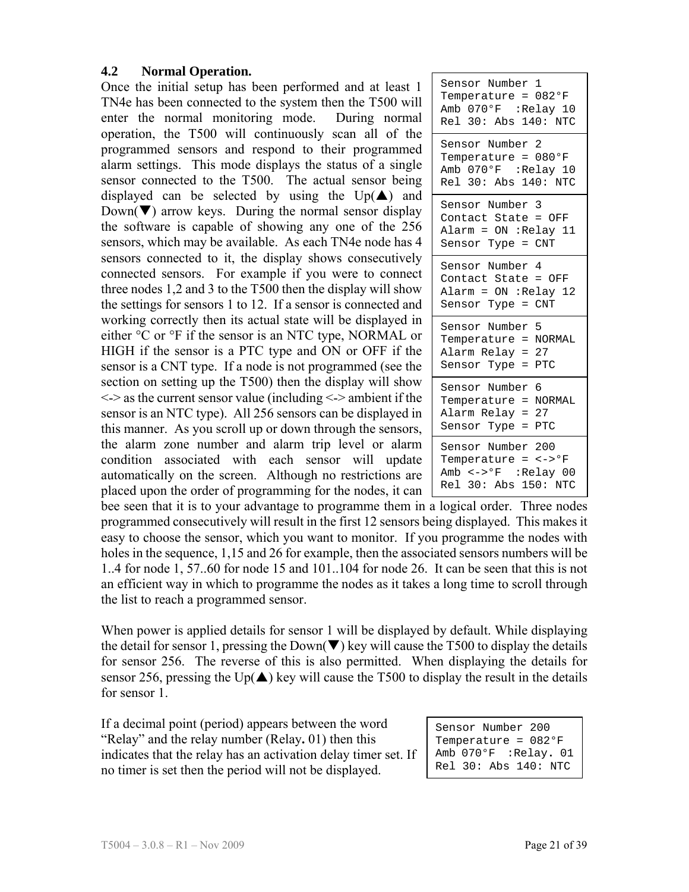## 4.2 Normal Operation.

Once the initial setup has been performed and at least 1 TN4e has been connected to the system then the T500 will enter the normal monitoring mode. During normal operation, the T500 will continuously scan all of the programmed sensors and respond to their programmed alarm settings. This mode displays the status of a single sensor connected to the T500. The actual sensor being displayed can be selected by using the Up(▲) and Down(▼) arrow keys. During the normal sensor display the software is capable of showing any one of the 256 sensors, which may be available. As each TN4e node has 4 sensors connected to it, the display shows consecutively connected sensors. For example if you were to connect three nodes 1,2 and 3 to the T500 then the display will show the settings for sensors 1 to 12. If a sensor is connected and working correctly then its actual state will be displayed in either °C or °F if the sensor is an NTC type, NORMAL or HIGH if the sensor is a PTC type and ON or OFF if the sensor is a CNT type. If a node is not programmed (see the section on setting up the T500) then the display will show <-> as the current sensor value (including <-> ambient if the sensor is an NTC type). All 256 sensors can be displayed in this manner. As you scroll up or down through the sensors, the alarm zone number and alarm trip level or alarm condition associated with each sensor will update automatically on the screen. Although no restrictions are placed upon the order of programming for the nodes, it can bee seen that it is to your advantage to programme them in a logical order. Three nodes programmed consecutively will result in the first 12 sensors being displayed. This makes it easy to choose the sensor, which you want to monitor. If you programme the nodes with holes in the sequence, 1,15 and 26 for example, then the associated sensors numbers will be 1..4 for node 1, 57..60 for node 15 and 101..104 for node 26. It can be seen that this is not an efficient way in which to programme the nodes as it takes a long time to scroll through the list to reach a programmed sensor.

```
Sensor Number 1
Temperature = 082°F
Amb 070°F  :Relay 10
Rel 30: Abs 140: NTC
```

```
Sensor Number 2
Temperature = 080°F
Amb 070°F  :Relay 10
Rel 30: Abs 140: NTC
```

```
Sensor Number 3
Contact State = OFF
Alarm = ON :Relay 11
Sensor Type = CNT
```

```
Sensor Number 4
Contact State = OFF
Alarm = ON :Relay 12
Sensor Type = CNT
```

```
Sensor Number 5
Temperature = NORMAL
Alarm Relay = 27
Sensor Type = PTC
```

```
Sensor Number 6
Temperature = NORMAL
Alarm Relay = 27
Sensor Type = PTC
```

```
Sensor Number 200
Temperature = <->°F
Amb <->°F  :Relay 00
Rel 30: Abs 150: NTC
```

When power is applied details for sensor 1 will be displayed by default. While displaying the detail for sensor 1, pressing the Down(▼) key will cause the T500 to display the details for sensor 256. The reverse of this is also permitted. When displaying the details for sensor 256, pressing the Up(▲) key will cause the T500 to display the result in the details for sensor 1.

If a decimal point (period) appears between the word "Relay" and the relay number (Relay**.** 01) then this indicates that the relay has an activation delay timer set. If no timer is set then the period will not be displayed.

```
Sensor Number 200
Temperature = 082°F
Amb 070°F  :Relay. 01
Rel 30: Abs 140: NTC
```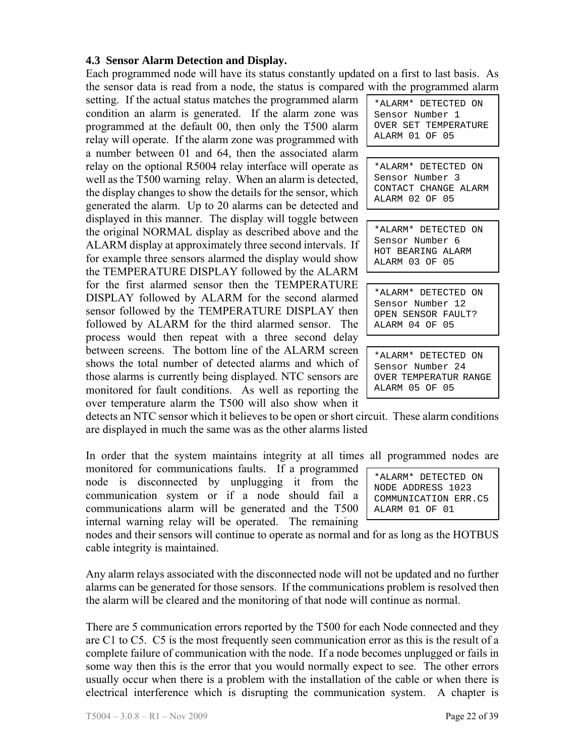### 4.3 Sensor Alarm Detection and Display.

Each programmed node will have its status constantly updated on a first to last basis. As the sensor data is read from a node, the status is compared with the programmed alarm setting. If the actual status matches the programmed alarm condition an alarm is generated. If the alarm zone was programmed at the default 00, then only the T500 alarm relay will operate. If the alarm zone was programmed with a number between 01 and 64, then the associated alarm relay on the optional R5004 relay interface will operate as well as the T500 warning relay. When an alarm is detected, the display changes to show the details for the sensor, which generated the alarm. Up to 20 alarms can be detected and displayed in this manner. The display will toggle between the original NORMAL display as described above and the ALARM display at approximately three second intervals. If for example three sensors alarmed the display would show the TEMPERATURE DISPLAY followed by the ALARM for the first alarmed sensor then the TEMPERATURE DISPLAY followed by ALARM for the second alarmed sensor followed by the TEMPERATURE DISPLAY then followed by ALARM for the third alarmed sensor. The process would then repeat with a three second delay between screens. The bottom line of the ALARM screen shows the total number of detected alarms and which of those alarms is currently being displayed. NTC sensors are monitored for fault conditions. As well as reporting the over temperature alarm the T500 will also show when it detects an NTC sensor which it believes to be open or short circuit. These alarm conditions are displayed in much the same was as the other alarms listed

```
*ALARM* DETECTED ON
Sensor Number 1
OVER SET TEMPERATURE
ALARM 01 OF 05
```

```
*ALARM* DETECTED ON
Sensor Number 3
CONTACT CHANGE ALARM
ALARM 02 OF 05
```

```
*ALARM* DETECTED ON
Sensor Number 6
HOT BEARING ALARM
ALARM 03 OF 05
```

```
*ALARM* DETECTED ON
Sensor Number 12
OPEN SENSOR FAULT?
ALARM 04 OF 05
```

```
*ALARM* DETECTED ON
Sensor Number 24
OVER TEMPERATUR RANGE
ALARM 05 OF 05
```

In order that the system maintains integrity at all times all programmed nodes are monitored for communications faults. If a programmed node is disconnected by unplugging it from the communication system or if a node should fail a communications alarm will be generated and the T500 internal warning relay will be operated. The remaining nodes and their sensors will continue to operate as normal and for as long as the HOTBUS cable integrity is maintained.

```
*ALARM* DETECTED ON
NODE ADDRESS 1023
COMMUNICATION ERR.C5
ALARM 01 OF 01
```

Any alarm relays associated with the disconnected node will not be updated and no further alarms can be generated for those sensors. If the communications problem is resolved then the alarm will be cleared and the monitoring of that node will continue as normal.

There are 5 communication errors reported by the T500 for each Node connected and they are C1 to C5. C5 is the most frequently seen communication error as this is the result of a complete failure of communication with the node. If a node becomes unplugged or fails in some way then this is the error that you would normally expect to see. The other errors usually occur when there is a problem with the installation of the cable or when there is electrical interference which is disrupting the communication system. A chapter is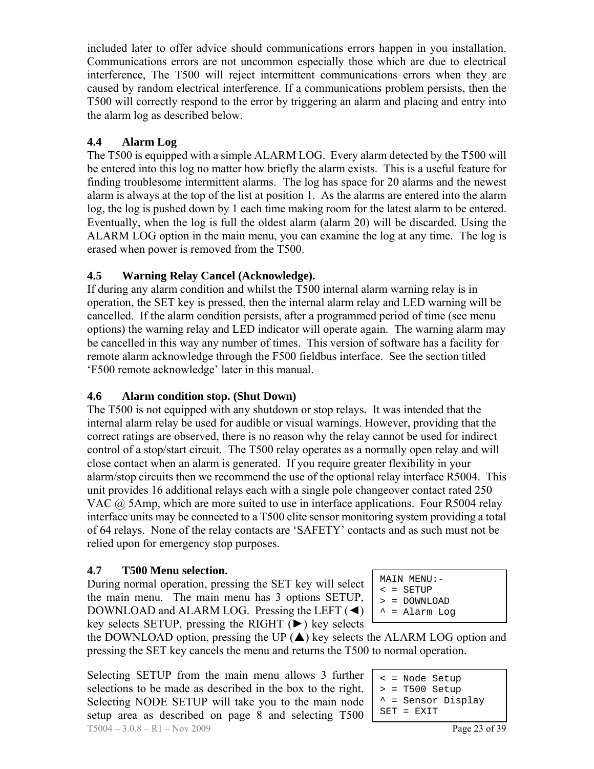included later to offer advice should communications errors happen in you installation. Communications errors are not uncommon especially those which are due to electrical interference, The T500 will reject intermittent communications errors when they are caused by random electrical interference. If a communications problem persists, then the T500 will correctly respond to the error by triggering an alarm and placing and entry into the alarm log as described below.

### 4.4 Alarm Log

The T500 is equipped with a simple ALARM LOG. Every alarm detected by the T500 will be entered into this log no matter how briefly the alarm exists. This is a useful feature for finding troublesome intermittent alarms. The log has space for 20 alarms and the newest alarm is always at the top of the list at position 1. As the alarms are entered into the alarm log, the log is pushed down by 1 each time making room for the latest alarm to be entered. Eventually, when the log is full the oldest alarm (alarm 20) will be discarded. Using the ALARM LOG option in the main menu, you can examine the log at any time. The log is erased when power is removed from the T500.

### 4.5 Warning Relay Cancel (Acknowledge).

If during any alarm condition and whilst the T500 internal alarm warning relay is in operation, the SET key is pressed, then the internal alarm relay and LED warning will be cancelled. If the alarm condition persists, after a programmed period of time (see menu options) the warning relay and LED indicator will operate again. The warning alarm may be cancelled in this way any number of times. This version of software has a facility for remote alarm acknowledge through the F500 fieldbus interface. See the section titled 'F500 remote acknowledge' later in this manual.

### 4.6 Alarm condition stop. (Shut Down)

The T500 is not equipped with any shutdown or stop relays. It was intended that the internal alarm relay be used for audible or visual warnings. However, providing that the correct ratings are observed, there is no reason why the relay cannot be used for indirect control of a stop/start circuit. The T500 relay operates as a normally open relay and will close contact when an alarm is generated. If you require greater flexibility in your alarm/stop circuits then we recommend the use of the optional relay interface R5004. This unit provides 16 additional relays each with a single pole changeover contact rated 250 VAC @ 5Amp, which are more suited to use in interface applications. Four R5004 relay interface units may be connected to a T500 elite sensor monitoring system providing a total of 64 relays. None of the relay contacts are 'SAFETY' contacts and as such must not be relied upon for emergency stop purposes.

### 4.7 T500 Menu selection.

```
MAIN MENU:-
< = SETUP
> = DOWNLOAD
^ = Alarm Log
```

During normal operation, pressing the SET key will select the main menu. The main menu has 3 options SETUP, DOWNLOAD and ALARM LOG. Pressing the LEFT (◄) key selects SETUP, pressing the RIGHT (►) key selects the DOWNLOAD option, pressing the UP (▲) key selects the ALARM LOG option and pressing the SET key cancels the menu and returns the T500 to normal operation.

```
< = Node Setup
> = T500 Setup
^ = Sensor Display
SET = EXIT
```

Selecting SETUP from the main menu allows 3 further selections to be made as described in the box to the right. Selecting NODE SETUP will take you to the main node setup area as described on page 8 and selecting T500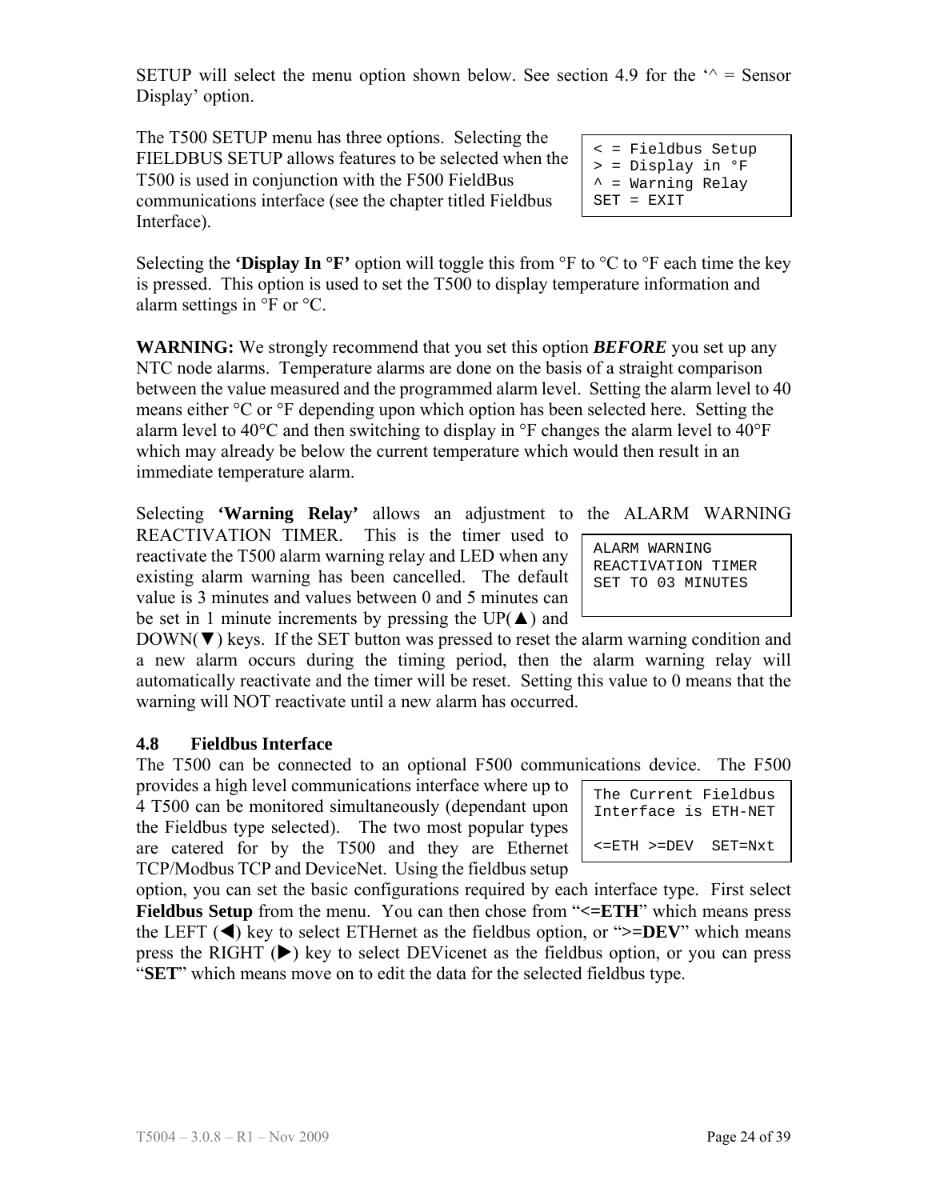SETUP will select the menu option shown below. See section 4.9 for the '^ = Sensor Display' option.

The T500 SETUP menu has three options. Selecting the FIELDBUS SETUP allows features to be selected when the T500 is used in conjunction with the F500 FieldBus communications interface (see the chapter titled Fieldbus Interface).

```
< = Fieldbus Setup
> = Display in °F
^ = Warning Relay
SET = EXIT
```

Selecting the **'Display In °F'** option will toggle this from °F to °C to °F each time the key is pressed. This option is used to set the T500 to display temperature information and alarm settings in °F or °C.

**WARNING:** We strongly recommend that you set this option ***BEFORE*** you set up any NTC node alarms. Temperature alarms are done on the basis of a straight comparison between the value measured and the programmed alarm level. Setting the alarm level to 40 means either °C or °F depending upon which option has been selected here. Setting the alarm level to 40°C and then switching to display in °F changes the alarm level to 40°F which may already be below the current temperature which would then result in an immediate temperature alarm.

Selecting **'Warning Relay'** allows an adjustment to the ALARM WARNING REACTIVATION TIMER. This is the timer used to reactivate the T500 alarm warning relay and LED when any existing alarm warning has been cancelled. The default value is 3 minutes and values between 0 and 5 minutes can be set in 1 minute increments by pressing the UP(▲) and DOWN(▼) keys. If the SET button was pressed to reset the alarm warning condition and a new alarm occurs during the timing period, then the alarm warning relay will automatically reactivate and the timer will be reset. Setting this value to 0 means that the warning will NOT reactivate until a new alarm has occurred.

```
ALARM WARNING
REACTIVATION TIMER
SET TO 03 MINUTES
```

### 4.8 Fieldbus Interface

The T500 can be connected to an optional F500 communications device. The F500 provides a high level communications interface where up to 4 T500 can be monitored simultaneously (dependant upon the Fieldbus type selected). The two most popular types are catered for by the T500 and they are Ethernet TCP/Modbus TCP and DeviceNet. Using the fieldbus setup option, you can set the basic configurations required by each interface type. First select **Fieldbus Setup** from the menu. You can then chose from "**<=ETH**" which means press the LEFT (◀) key to select ETHernet as the fieldbus option, or "**>=DEV**" which means press the RIGHT (▶) key to select DEVicenet as the fieldbus option, or you can press "**SET**" which means move on to edit the data for the selected fieldbus type.

```
The Current Fieldbus
Interface is ETH-NET

<=ETH >=DEV  SET=Nxt
```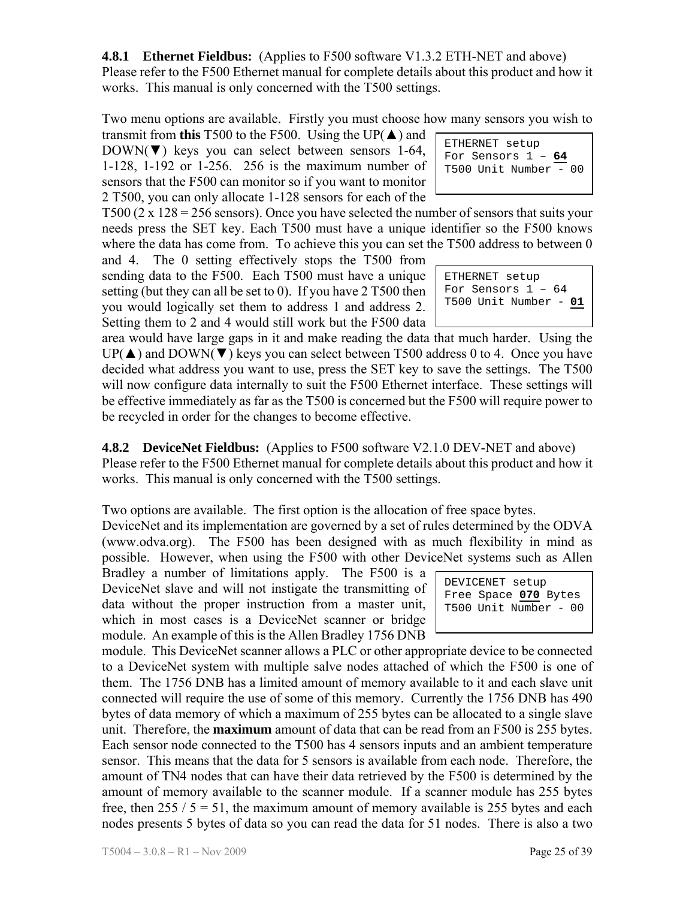### 4.8.1 Ethernet Fieldbus: (Applies to F500 software V1.3.2 ETH-NET and above)

Please refer to the F500 Ethernet manual for complete details about this product and how it works. This manual is only concerned with the T500 settings.

Two menu options are available. Firstly you must choose how many sensors you wish to transmit from **this** T500 to the F500. Using the UP(▲) and DOWN(▼) keys you can select between sensors 1-64, 1-128, 1-192 or 1-256. 256 is the maximum number of sensors that the F500 can monitor so if you want to monitor 2 T500, you can only allocate 1-128 sensors for each of the T500 (2 x 128 = 256 sensors). Once you have selected the number of sensors that suits your needs press the SET key. Each T500 must have a unique identifier so the F500 knows where the data has come from. To achieve this you can set the T500 address to between 0 and 4. The 0 setting effectively stops the T500 from sending data to the F500. Each T500 must have a unique setting (but they can all be set to 0). If you have 2 T500 then you would logically set them to address 1 and address 2. Setting them to 2 and 4 would still work but the F500 data area would have large gaps in it and make reading the data that much harder. Using the UP(▲) and DOWN(▼) keys you can select between T500 address 0 to 4. Once you have decided what address you want to use, press the SET key to save the settings. The T500 will now configure data internally to suit the F500 Ethernet interface. These settings will be effective immediately as far as the T500 is concerned but the F500 will require power to be recycled in order for the changes to become effective.

```
ETHERNET setup
For Sensors 1 – 64
T500 Unit Number - 00
```

```
ETHERNET setup
For Sensors 1 – 64
T500 Unit Number - 01
```

### 4.8.2 DeviceNet Fieldbus: (Applies to F500 software V2.1.0 DEV-NET and above)

Please refer to the F500 Ethernet manual for complete details about this product and how it works. This manual is only concerned with the T500 settings.

Two options are available. The first option is the allocation of free space bytes. DeviceNet and its implementation are governed by a set of rules determined by the ODVA (www.odva.org). The F500 has been designed with as much flexibility in mind as possible. However, when using the F500 with other DeviceNet systems such as Allen Bradley a number of limitations apply. The F500 is a DeviceNet slave and will not instigate the transmitting of data without the proper instruction from a master unit, which in most cases is a DeviceNet scanner or bridge module. An example of this is the Allen Bradley 1756 DNB module. This DeviceNet scanner allows a PLC or other appropriate device to be connected to a DeviceNet system with multiple salve nodes attached of which the F500 is one of them. The 1756 DNB has a limited amount of memory available to it and each slave unit connected will require the use of some of this memory. Currently the 1756 DNB has 490 bytes of data memory of which a maximum of 255 bytes can be allocated to a single slave unit. Therefore, the **maximum** amount of data that can be read from an F500 is 255 bytes. Each sensor node connected to the T500 has 4 sensors inputs and an ambient temperature sensor. This means that the data for 5 sensors is available from each node. Therefore, the amount of TN4 nodes that can have their data retrieved by the F500 is determined by the amount of memory available to the scanner module. If a scanner module has 255 bytes free, then 255 / 5 = 51, the maximum amount of memory available is 255 bytes and each nodes presents 5 bytes of data so you can read the data for 51 nodes. There is also a two

```
DEVICENET setup
Free Space 070 Bytes
T500 Unit Number - 00
```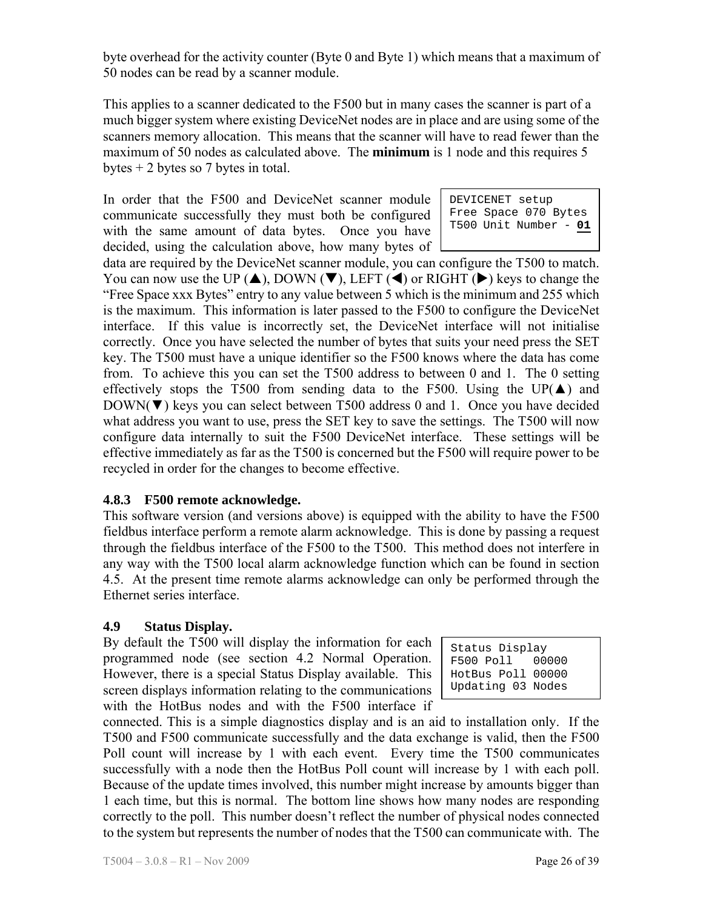byte overhead for the activity counter (Byte 0 and Byte 1) which means that a maximum of 50 nodes can be read by a scanner module.

This applies to a scanner dedicated to the F500 but in many cases the scanner is part of a much bigger system where existing DeviceNet nodes are in place and are using some of the scanners memory allocation. This means that the scanner will have to read fewer than the maximum of 50 nodes as calculated above. The **minimum** is 1 node and this requires 5 bytes + 2 bytes so 7 bytes in total.

```
DEVICENET setup
Free Space 070 Bytes
T500 Unit Number - 01
```

In order that the F500 and DeviceNet scanner module communicate successfully they must both be configured with the same amount of data bytes. Once you have decided, using the calculation above, how many bytes of data are required by the DeviceNet scanner module, you can configure the T500 to match. You can now use the UP (▲), DOWN (▼), LEFT (◀) or RIGHT (▶) keys to change the "Free Space xxx Bytes" entry to any value between 5 which is the minimum and 255 which is the maximum. This information is later passed to the F500 to configure the DeviceNet interface. If this value is incorrectly set, the DeviceNet interface will not initialise correctly. Once you have selected the number of bytes that suits your need press the SET key. The T500 must have a unique identifier so the F500 knows where the data has come from. To achieve this you can set the T500 address to between 0 and 1. The 0 setting effectively stops the T500 from sending data to the F500. Using the UP(▲) and DOWN(▼) keys you can select between T500 address 0 and 1. Once you have decided what address you want to use, press the SET key to save the settings. The T500 will now configure data internally to suit the F500 DeviceNet interface. These settings will be effective immediately as far as the T500 is concerned but the F500 will require power to be recycled in order for the changes to become effective.

### 4.8.3 F500 remote acknowledge.

This software version (and versions above) is equipped with the ability to have the F500 fieldbus interface perform a remote alarm acknowledge. This is done by passing a request through the fieldbus interface of the F500 to the T500. This method does not interfere in any way with the T500 local alarm acknowledge function which can be found in section 4.5. At the present time remote alarms acknowledge can only be performed through the Ethernet series interface.

## 4.9 Status Display.

```
Status Display
F500 Poll   00000
HotBus Poll 00000
Updating 03 Nodes
```

By default the T500 will display the information for each programmed node (see section 4.2 Normal Operation. However, there is a special Status Display available. This screen displays information relating to the communications with the HotBus nodes and with the F500 interface if connected. This is a simple diagnostics display and is an aid to installation only. If the T500 and F500 communicate successfully and the data exchange is valid, then the F500 Poll count will increase by 1 with each event. Every time the T500 communicates successfully with a node then the HotBus Poll count will increase by 1 with each poll. Because of the update times involved, this number might increase by amounts bigger than 1 each time, but this is normal. The bottom line shows how many nodes are responding correctly to the poll. This number doesn't reflect the number of physical nodes connected to the system but represents the number of nodes that the T500 can communicate with. The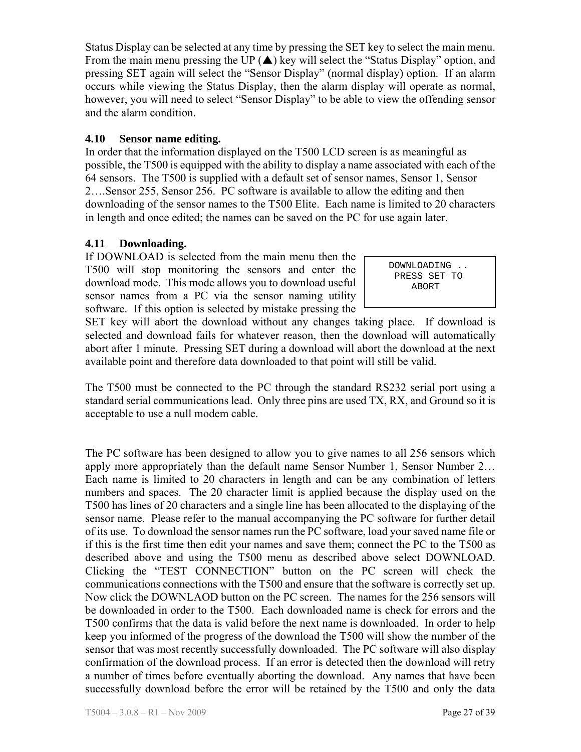Status Display can be selected at any time by pressing the SET key to select the main menu. From the main menu pressing the UP (▲) key will select the "Status Display" option, and pressing SET again will select the "Sensor Display" (normal display) option. If an alarm occurs while viewing the Status Display, then the alarm display will operate as normal, however, you will need to select "Sensor Display" to be able to view the offending sensor and the alarm condition.

### 4.10 Sensor name editing.

In order that the information displayed on the T500 LCD screen is as meaningful as possible, the T500 is equipped with the ability to display a name associated with each of the 64 sensors. The T500 is supplied with a default set of sensor names, Sensor 1, Sensor 2….Sensor 255, Sensor 256. PC software is available to allow the editing and then downloading of the sensor names to the T500 Elite. Each name is limited to 20 characters in length and once edited; the names can be saved on the PC for use again later.

### 4.11 Downloading.

```
DOWNLOADING ..
PRESS SET TO
ABORT
```

If DOWNLOAD is selected from the main menu then the T500 will stop monitoring the sensors and enter the download mode. This mode allows you to download useful sensor names from a PC via the sensor naming utility software. If this option is selected by mistake pressing the SET key will abort the download without any changes taking place. If download is selected and download fails for whatever reason, then the download will automatically abort after 1 minute. Pressing SET during a download will abort the download at the next available point and therefore data downloaded to that point will still be valid.

The T500 must be connected to the PC through the standard RS232 serial port using a standard serial communications lead. Only three pins are used TX, RX, and Ground so it is acceptable to use a null modem cable.

The PC software has been designed to allow you to give names to all 256 sensors which apply more appropriately than the default name Sensor Number 1, Sensor Number 2… Each name is limited to 20 characters in length and can be any combination of letters numbers and spaces. The 20 character limit is applied because the display used on the T500 has lines of 20 characters and a single line has been allocated to the displaying of the sensor name. Please refer to the manual accompanying the PC software for further detail of its use. To download the sensor names run the PC software, load your saved name file or if this is the first time then edit your names and save them; connect the PC to the T500 as described above and using the T500 menu as described above select DOWNLOAD. Clicking the "TEST CONNECTION" button on the PC screen will check the communications connections with the T500 and ensure that the software is correctly set up. Now click the DOWNLAOD button on the PC screen. The names for the 256 sensors will be downloaded in order to the T500. Each downloaded name is check for errors and the T500 confirms that the data is valid before the next name is downloaded. In order to help keep you informed of the progress of the download the T500 will show the number of the sensor that was most recently successfully downloaded. The PC software will also display confirmation of the download process. If an error is detected then the download will retry a number of times before eventually aborting the download. Any names that have been successfully download before the error will be retained by the T500 and only the data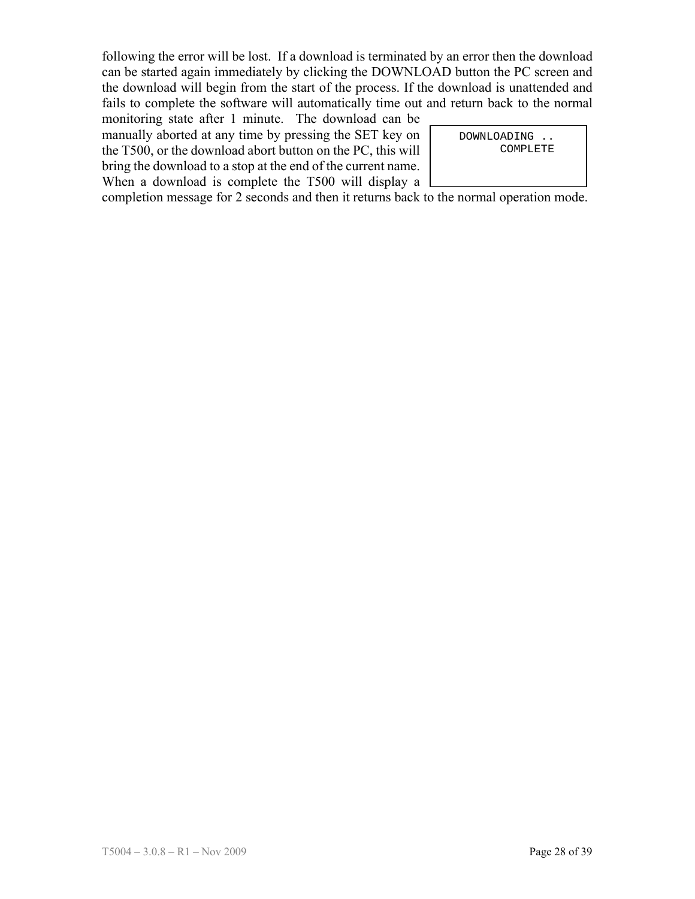following the error will be lost. If a download is terminated by an error then the download can be started again immediately by clicking the DOWNLOAD button the PC screen and the download will begin from the start of the process. If the download is unattended and fails to complete the software will automatically time out and return back to the normal monitoring state after 1 minute. The download can be manually aborted at any time by pressing the SET key on the T500, or the download abort button on the PC, this will bring the download to a stop at the end of the current name. When a download is complete the T500 will display a completion message for 2 seconds and then it returns back to the normal operation mode.

```
DOWNLOADING ..
      COMPLETE
```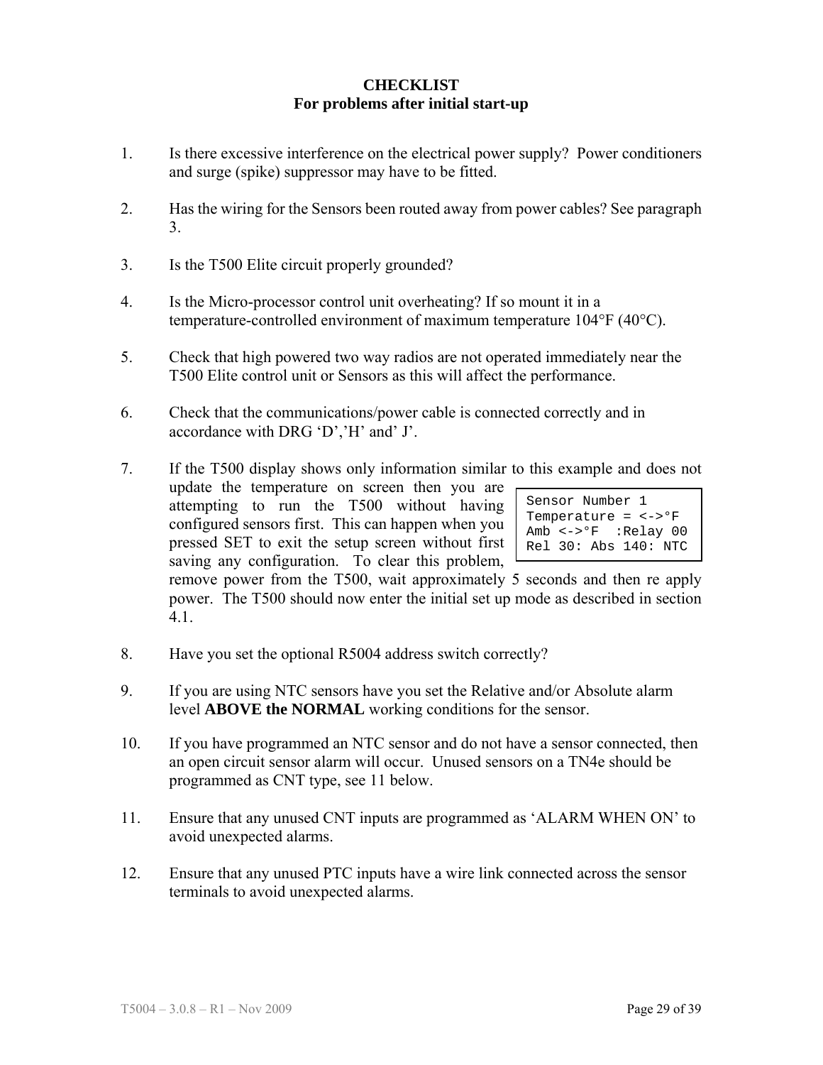**CHECKLIST**
**For problems after initial start-up**

1. Is there excessive interference on the electrical power supply? Power conditioners and surge (spike) suppressor may have to be fitted.

2. Has the wiring for the Sensors been routed away from power cables? See paragraph 3.

3. Is the T500 Elite circuit properly grounded?

4. Is the Micro-processor control unit overheating? If so mount it in a temperature-controlled environment of maximum temperature 104°F (40°C).

5. Check that high powered two way radios are not operated immediately near the T500 Elite control unit or Sensors as this will affect the performance.

6. Check that the communications/power cable is connected correctly and in accordance with DRG ‘D’,’H’ and’ J’.

7. If the T500 display shows only information similar to this example and does not update the temperature on screen then you are attempting to run the T500 without having configured sensors first. This can happen when you pressed SET to exit the setup screen without first saving any configuration. To clear this problem, remove power from the T500, wait approximately 5 seconds and then re apply power. The T500 should now enter the initial set up mode as described in section 4.1.

   ```
   Sensor Number 1
   Temperature = <->°F
   Amb <->°F  :Relay 00
   Rel 30: Abs 140: NTC
   ```

8. Have you set the optional R5004 address switch correctly?

9. If you are using NTC sensors have you set the Relative and/or Absolute alarm level **ABOVE the NORMAL** working conditions for the sensor.

10. If you have programmed an NTC sensor and do not have a sensor connected, then an open circuit sensor alarm will occur. Unused sensors on a TN4e should be programmed as CNT type, see 11 below.

11. Ensure that any unused CNT inputs are programmed as ‘ALARM WHEN ON’ to avoid unexpected alarms.

12. Ensure that any unused PTC inputs have a wire link connected across the sensor terminals to avoid unexpected alarms.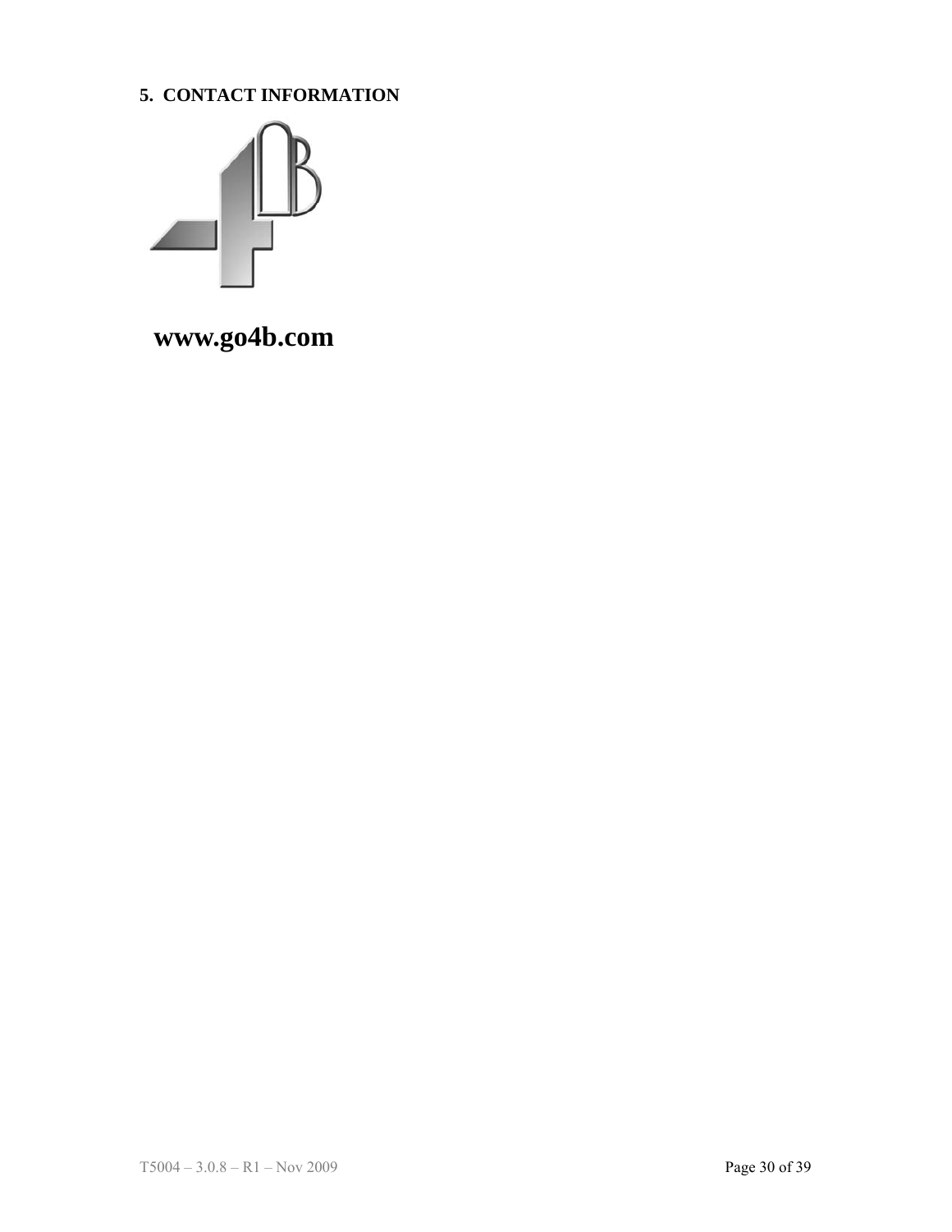## 5. CONTACT INFORMATION

**www.go4b.com**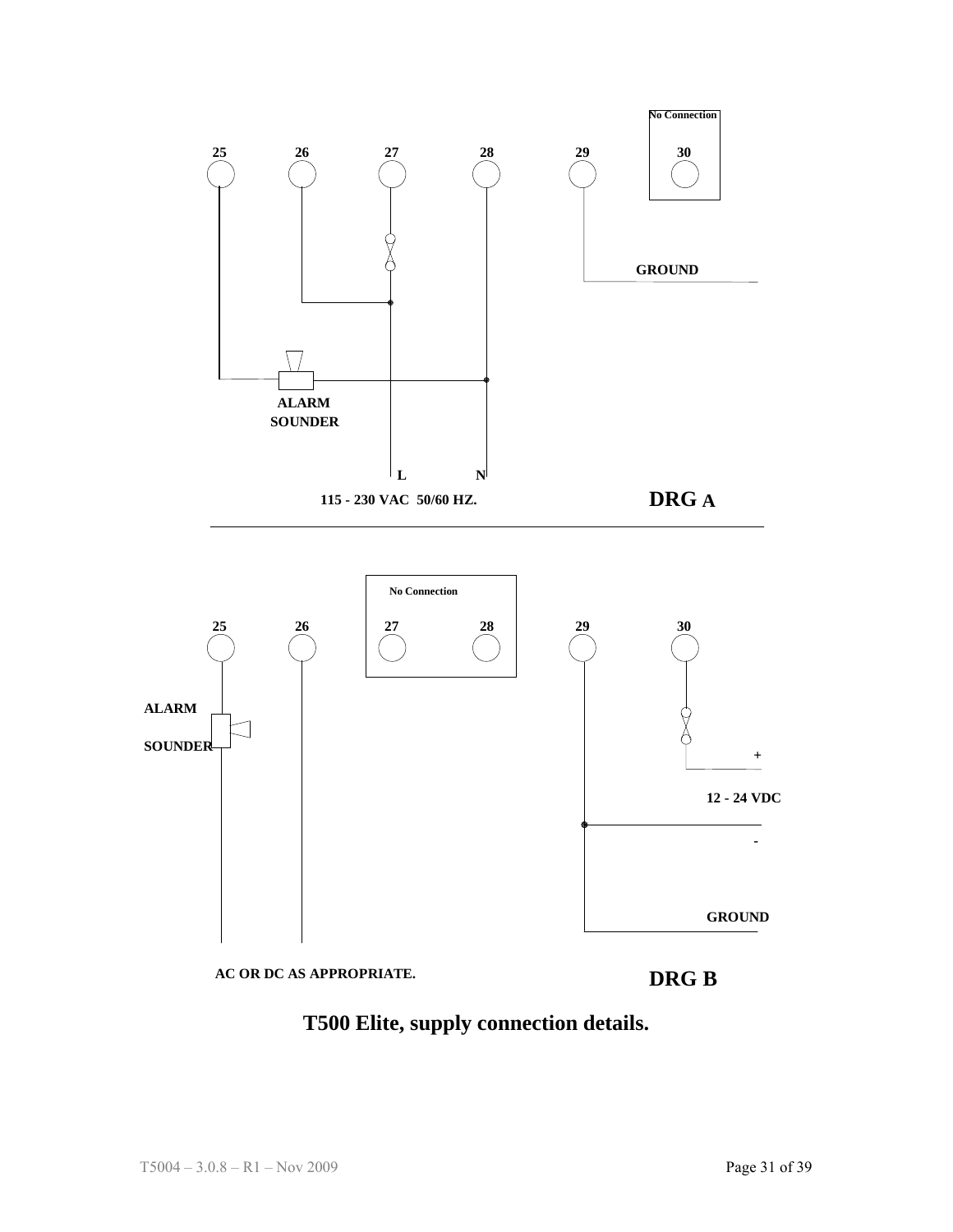No Connection

25 26 27 28 29 30

GROUND

ALARM SOUNDER

L N

115 - 230 VAC 50/60 HZ.

**DRG A**

No Connection

25 26 27 28 29 30

ALARM

SOUNDER

+

12 - 24 VDC

-

GROUND

AC OR DC AS APPROPRIATE.

**DRG B**

**T500 Elite, supply connection details.**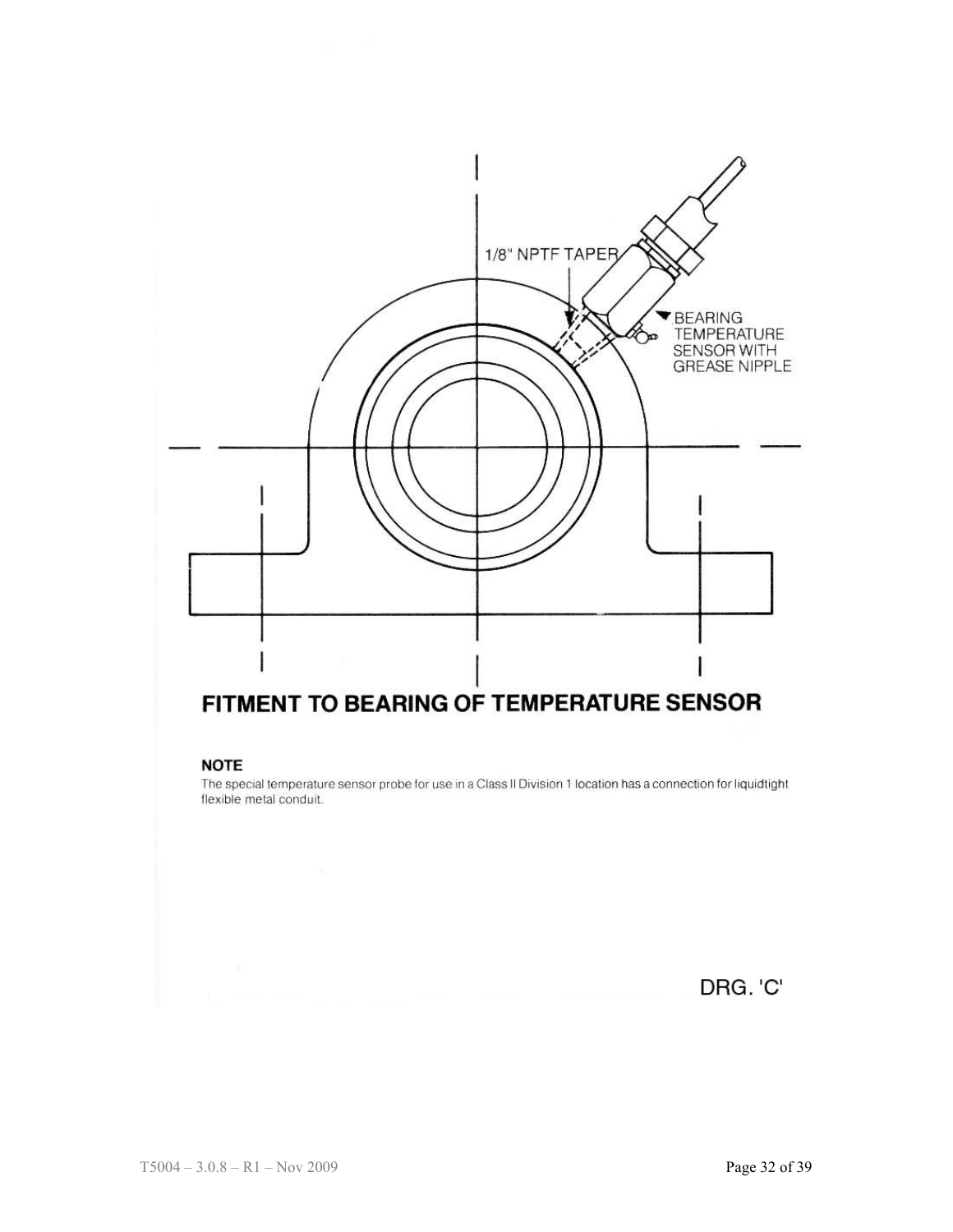1/8" NPTF TAPER

BEARING TEMPERATURE SENSOR WITH GREASE NIPPLE

## FITMENT TO BEARING OF TEMPERATURE SENSOR

**NOTE**

The special temperature sensor probe for use in a Class II Division 1 location has a connection for liquidtight flexible metal conduit.

DRG. 'C'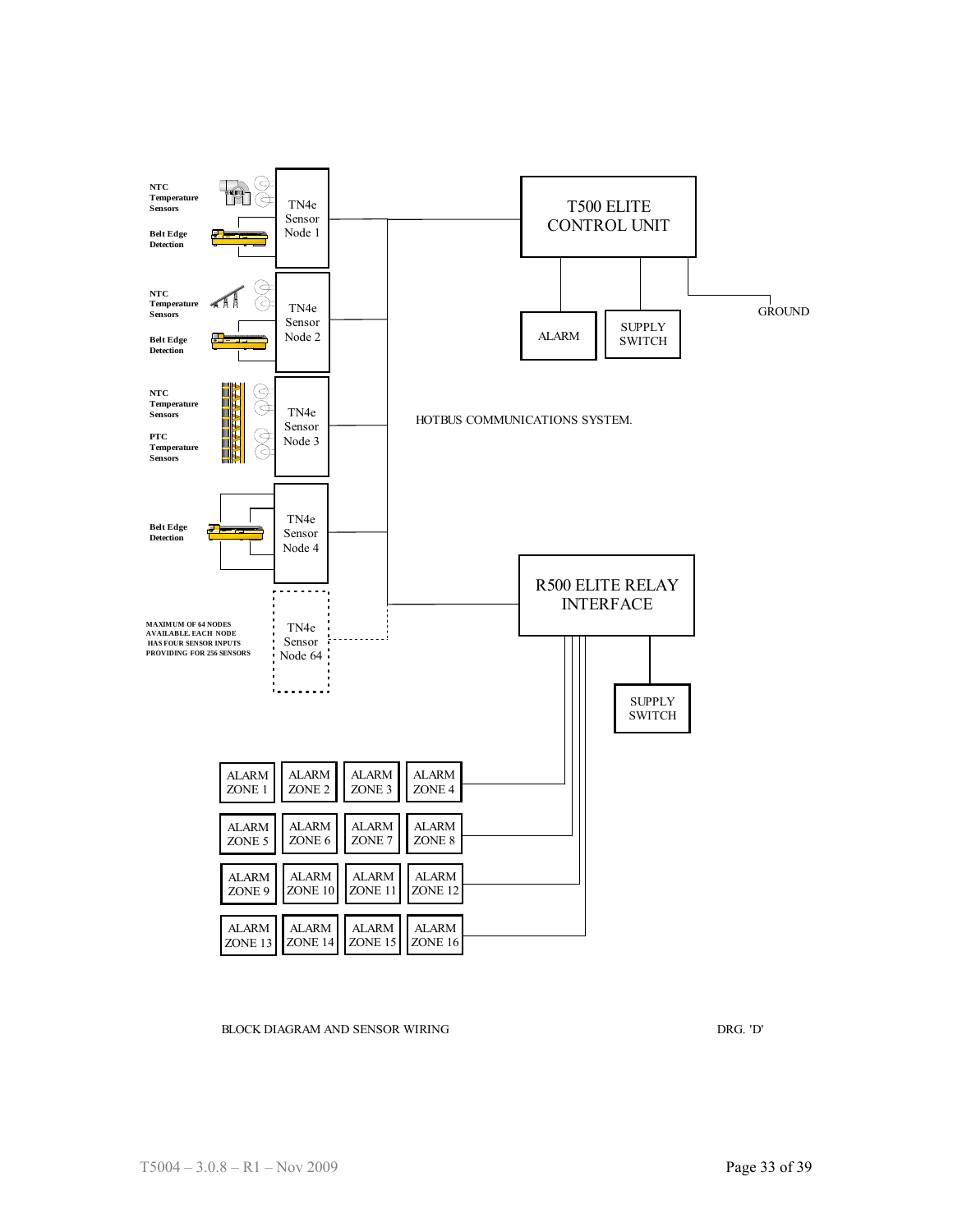NTC Temperature Sensors

Belt Edge Detection

TN4e Sensor Node 1

NTC Temperature Sensors

Belt Edge Detection

TN4e Sensor Node 2

NTC Temperature Sensors

PTC Temperature Sensors

TN4e Sensor Node 3

Belt Edge Detection

TN4e Sensor Node 4

MAXIMUM OF 64 NODES AVAILABLE. EACH NODE HAS FOUR SENSOR INPUTS PROVIDING FOR 256 SENSORS

TN4e Sensor Node 64

T500 ELITE CONTROL UNIT

ALARM

SUPPLY SWITCH

GROUND

HOTBUS COMMUNICATIONS SYSTEM.

R500 ELITE RELAY INTERFACE

SUPPLY SWITCH

| ALARM ZONE 1 | ALARM ZONE 2 | ALARM ZONE 3 | ALARM ZONE 4 |
|---|---|---|---|
| ALARM ZONE 5 | ALARM ZONE 6 | ALARM ZONE 7 | ALARM ZONE 8 |
| ALARM ZONE 9 | ALARM ZONE 10 | ALARM ZONE 11 | ALARM ZONE 12 |
| ALARM ZONE 13 | ALARM ZONE 14 | ALARM ZONE 15 | ALARM ZONE 16 |

BLOCK DIAGRAM AND SENSOR WIRING

DRG. 'D'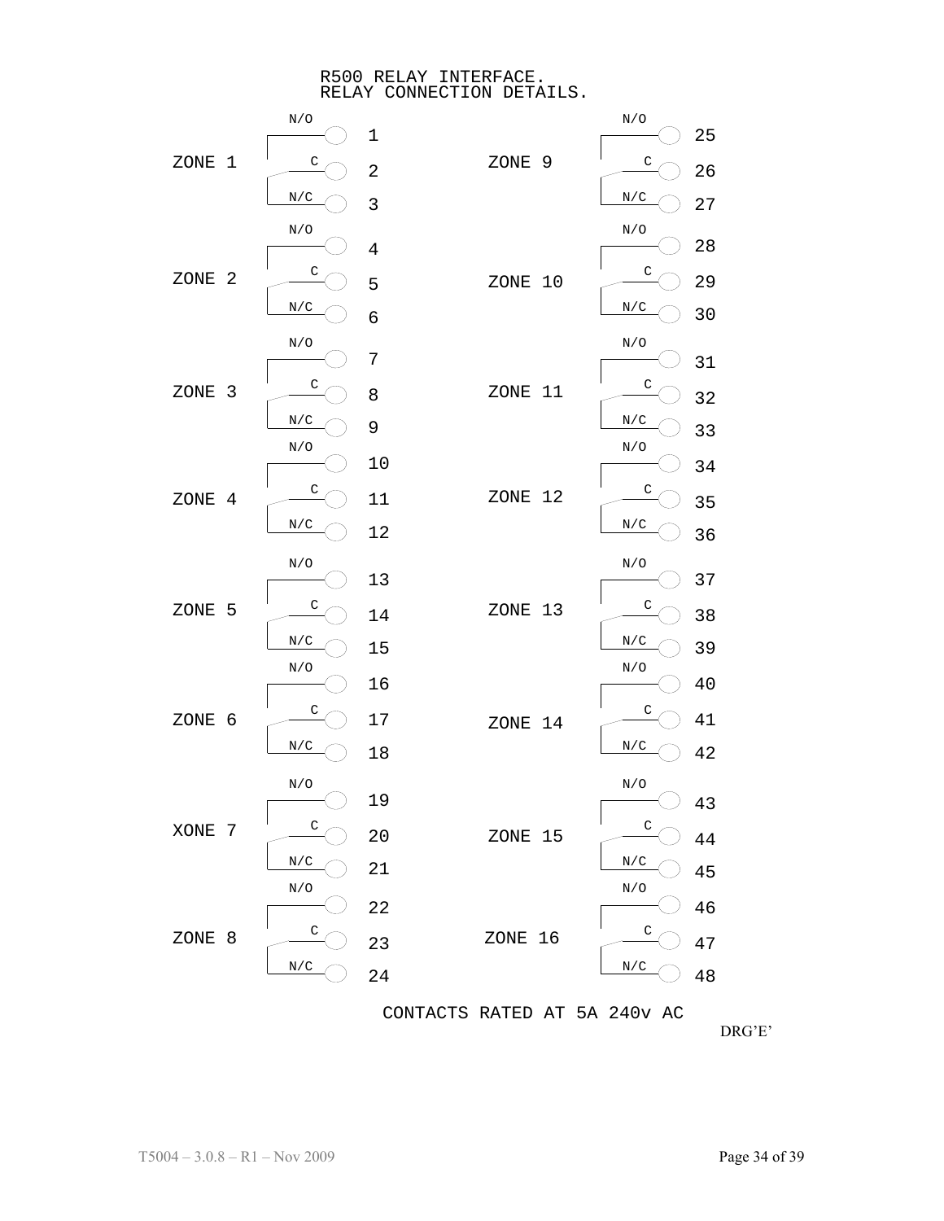# R500 RELAY INTERFACE.
## RELAY CONNECTION DETAILS.

| Zone | N/O | C | N/C |
|---|---|---|---|
| ZONE 1 | 1 | 2 | 3 |
| ZONE 2 | 4 | 5 | 6 |
| ZONE 3 | 7 | 8 | 9 |
| ZONE 4 | 10 | 11 | 12 |
| ZONE 5 | 13 | 14 | 15 |
| ZONE 6 | 16 | 17 | 18 |
| XONE 7 | 19 | 20 | 21 |
| ZONE 8 | 22 | 23 | 24 |
| ZONE 9 | 25 | 26 | 27 |
| ZONE 10 | 28 | 29 | 30 |
| ZONE 11 | 31 | 32 | 33 |
| ZONE 12 | 34 | 35 | 36 |
| ZONE 13 | 37 | 38 | 39 |
| ZONE 14 | 40 | 41 | 42 |
| ZONE 15 | 43 | 44 | 45 |
| ZONE 16 | 46 | 47 | 48 |

CONTACTS RATED AT 5A 240v AC

DRG'E'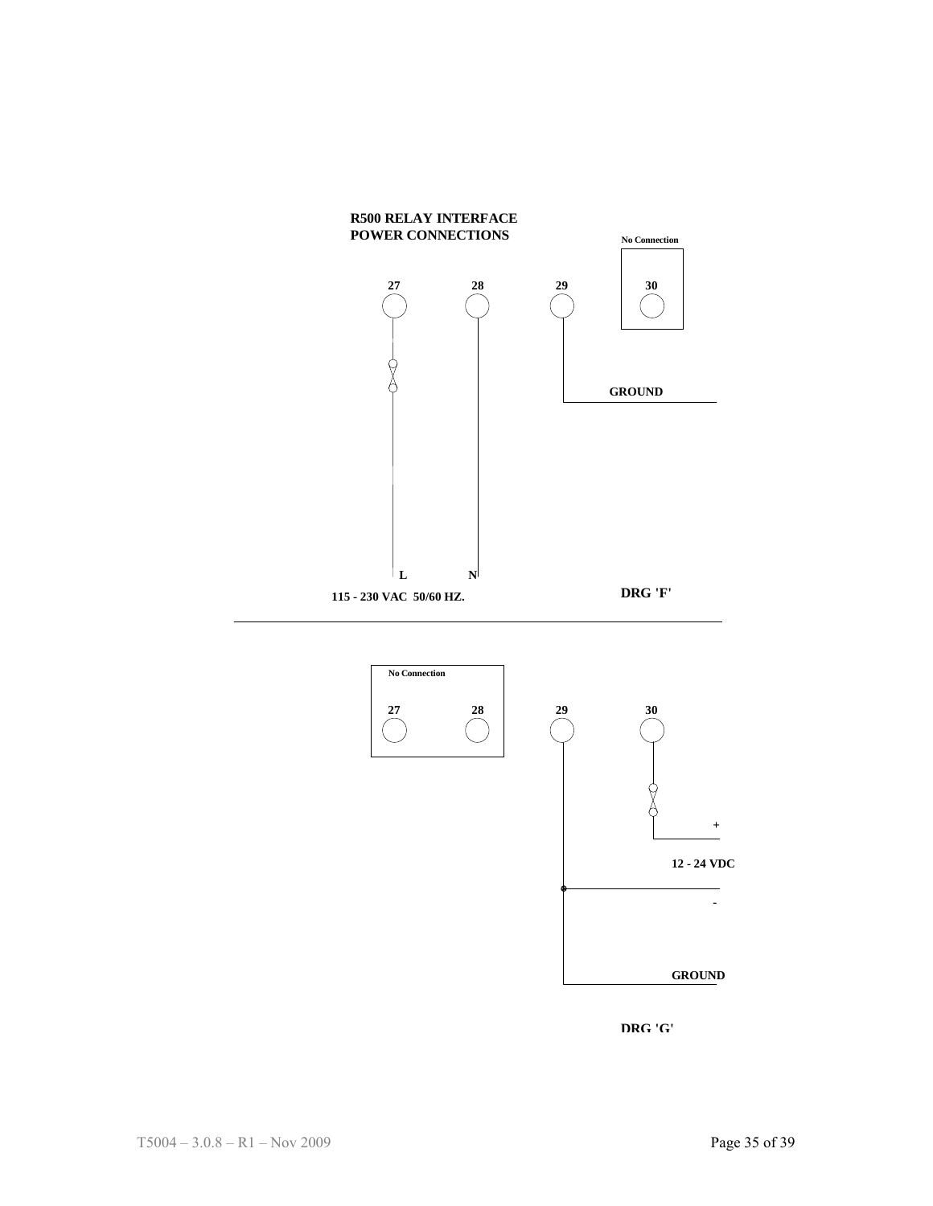**R500 RELAY INTERFACE**
**POWER CONNECTIONS**

**No Connection**

**27** **28** **29** **30**

**GROUND**

**L** **N**

**115 - 230 VAC 50/60 HZ.**

**DRG 'F'**

---

**No Connection**

**27** **28** **29** **30**

+

**12 - 24 VDC**

-

**GROUND**

**DRG 'G'**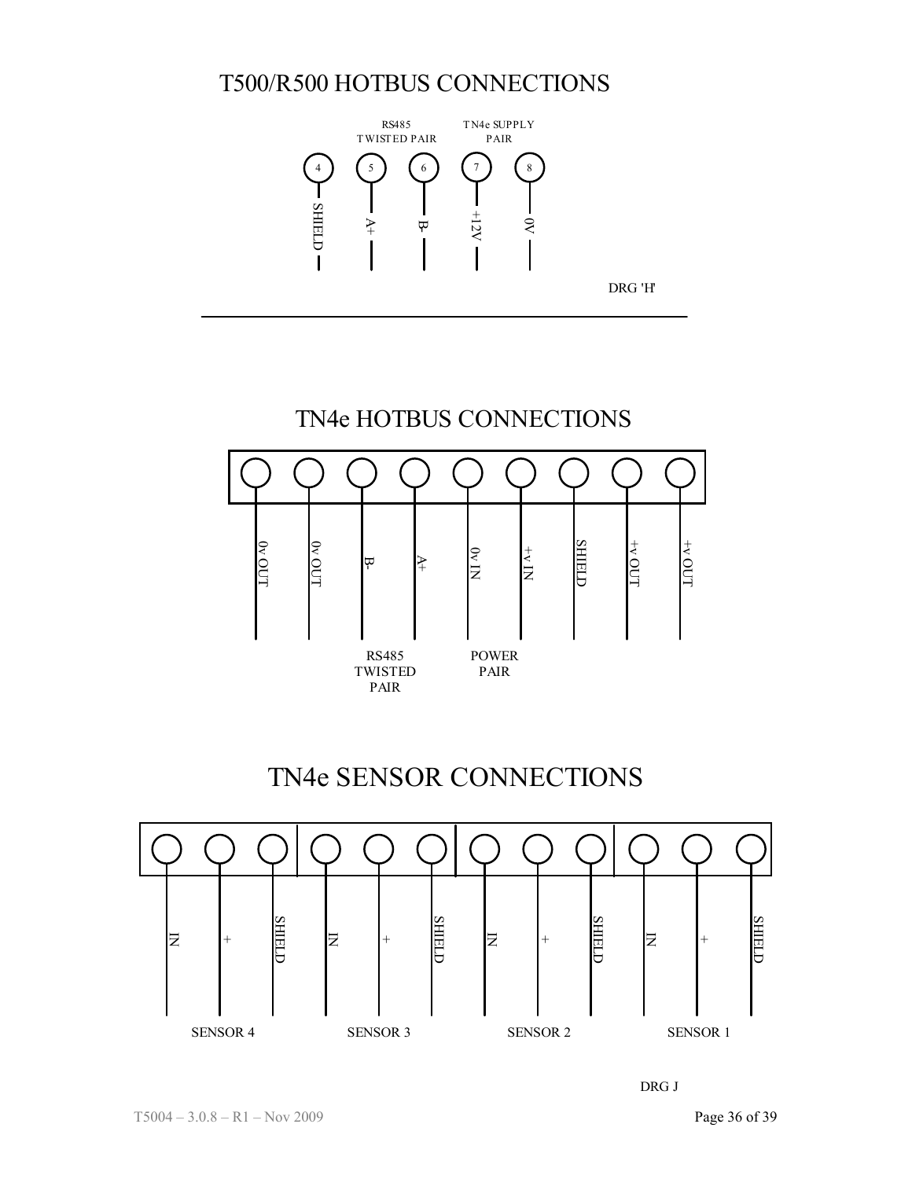# T500/R500 HOTBUS CONNECTIONS

| Terminal | 4 | 5 | 6 | 7 | 8 |
|---|---|---|---|---|---|
| Connection | SHIELD | A+ | B- | +12V | 0V |
| Group | | RS485 TWISTED PAIR | | TN4e SUPPLY PAIR | |

DRG 'H'

# TN4e HOTBUS CONNECTIONS

| 0v OUT | 0v OUT | B- | A+ | 0v IN | +v IN | SHIELD | +v OUT | +v OUT |
|---|---|---|---|---|---|---|---|---|
| | | RS485 TWISTED PAIR | | POWER PAIR | | | | |

# TN4e SENSOR CONNECTIONS

| IN | + | SHIELD | IN | + | SHIELD | IN | + | SHIELD | IN | + | SHIELD |
|---|---|---|---|---|---|---|---|---|---|---|---|
| SENSOR 4 | | | SENSOR 3 | | | SENSOR 2 | | | SENSOR 1 | | |

DRG J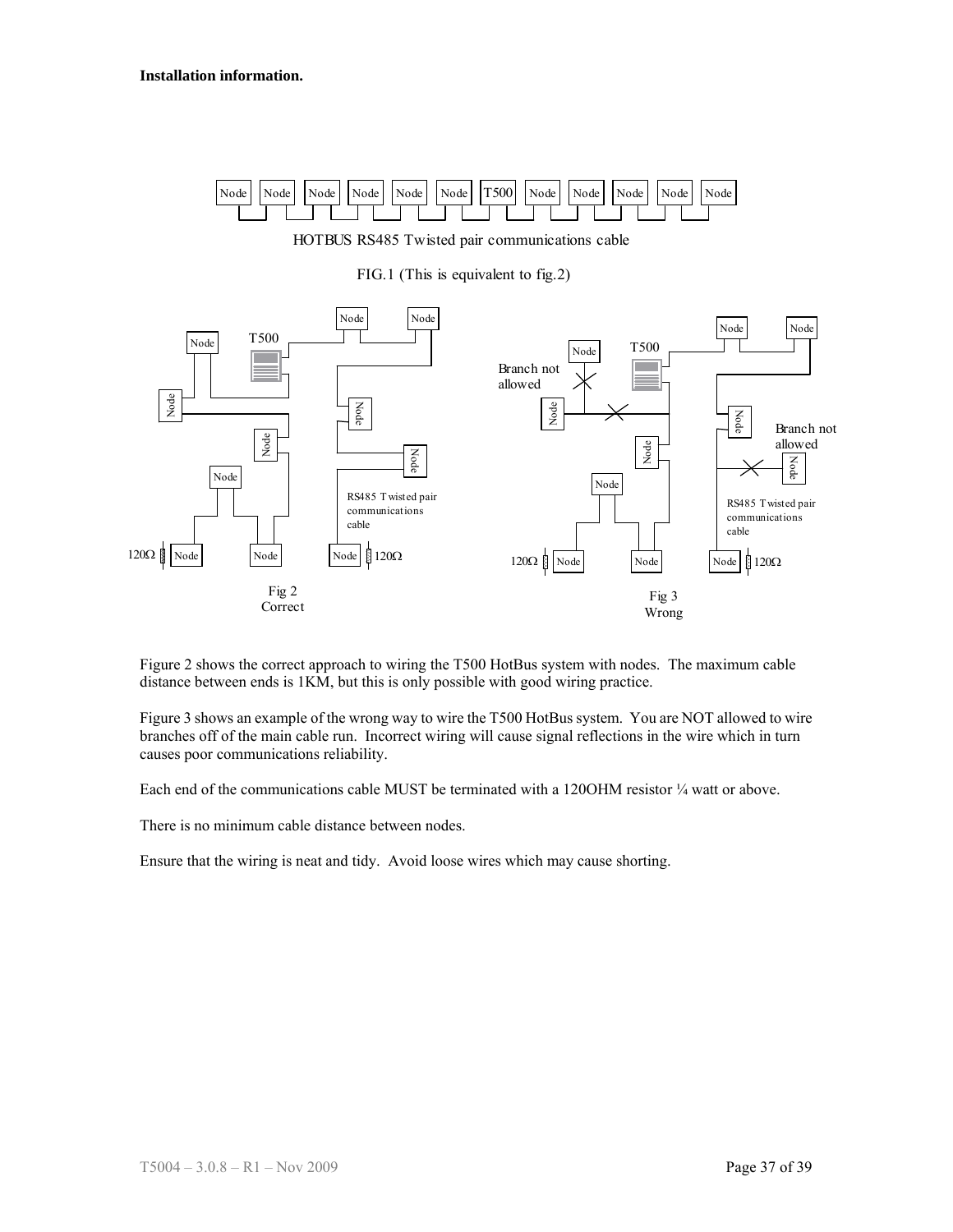**Installation information.**

HOTBUS RS485 Twisted pair communications cable

FIG.1 (This is equivalent to fig.2)

Fig 2
Correct

Fig 3
Wrong

Figure 2 shows the correct approach to wiring the T500 HotBus system with nodes. The maximum cable distance between ends is 1KM, but this is only possible with good wiring practice.

Figure 3 shows an example of the wrong way to wire the T500 HotBus system. You are NOT allowed to wire branches off of the main cable run. Incorrect wiring will cause signal reflections in the wire which in turn causes poor communications reliability.

Each end of the communications cable MUST be terminated with a 120OHM resistor ¼ watt or above.

There is no minimum cable distance between nodes.

Ensure that the wiring is neat and tidy. Avoid loose wires which may cause shorting.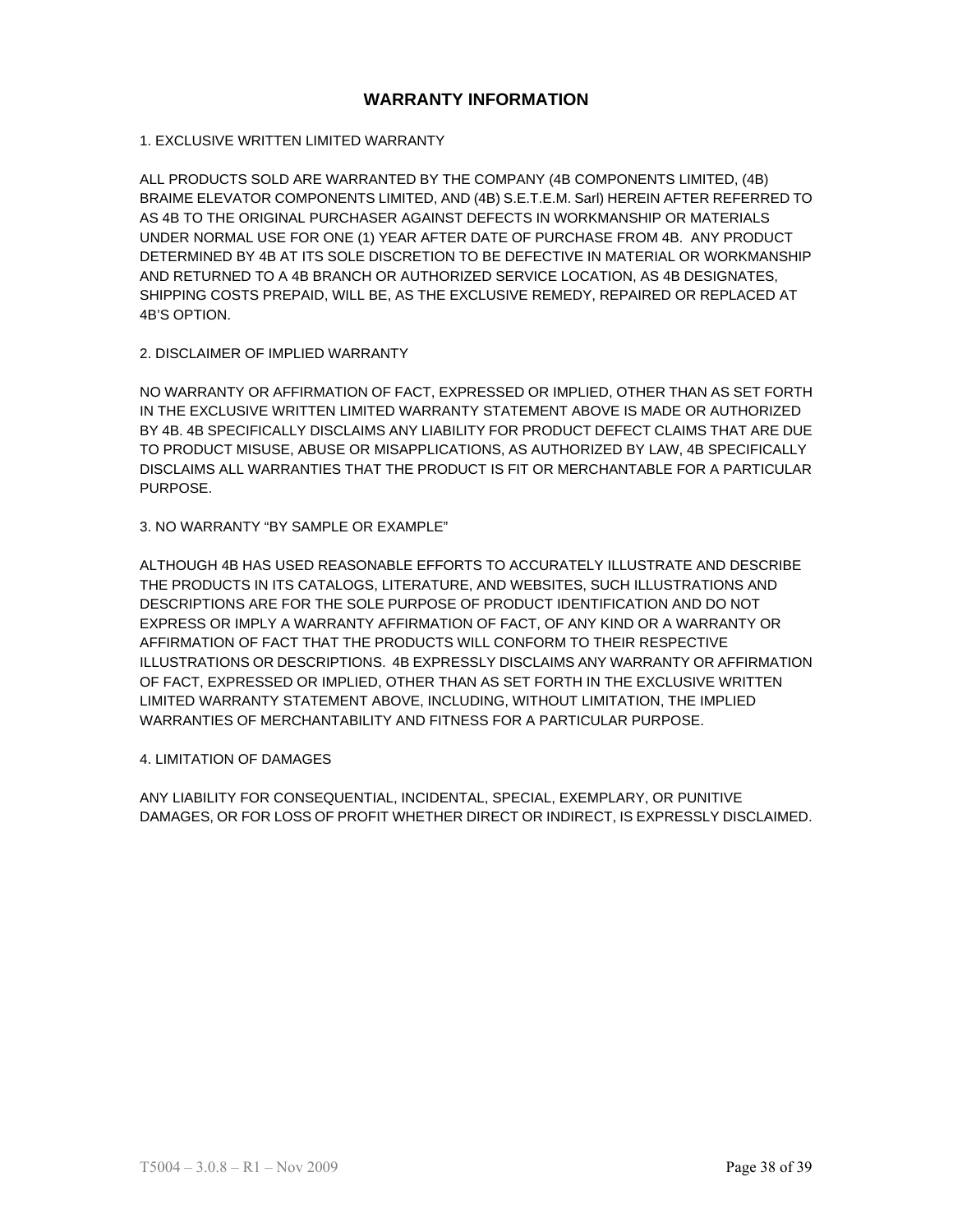# WARRANTY INFORMATION

1. EXCLUSIVE WRITTEN LIMITED WARRANTY

ALL PRODUCTS SOLD ARE WARRANTED BY THE COMPANY (4B COMPONENTS LIMITED, (4B) BRAIME ELEVATOR COMPONENTS LIMITED, AND (4B) S.E.T.E.M. Sarl) HEREIN AFTER REFERRED TO AS 4B TO THE ORIGINAL PURCHASER AGAINST DEFECTS IN WORKMANSHIP OR MATERIALS UNDER NORMAL USE FOR ONE (1) YEAR AFTER DATE OF PURCHASE FROM 4B. ANY PRODUCT DETERMINED BY 4B AT ITS SOLE DISCRETION TO BE DEFECTIVE IN MATERIAL OR WORKMANSHIP AND RETURNED TO A 4B BRANCH OR AUTHORIZED SERVICE LOCATION, AS 4B DESIGNATES, SHIPPING COSTS PREPAID, WILL BE, AS THE EXCLUSIVE REMEDY, REPAIRED OR REPLACED AT 4B'S OPTION.

2. DISCLAIMER OF IMPLIED WARRANTY

NO WARRANTY OR AFFIRMATION OF FACT, EXPRESSED OR IMPLIED, OTHER THAN AS SET FORTH IN THE EXCLUSIVE WRITTEN LIMITED WARRANTY STATEMENT ABOVE IS MADE OR AUTHORIZED BY 4B. 4B SPECIFICALLY DISCLAIMS ANY LIABILITY FOR PRODUCT DEFECT CLAIMS THAT ARE DUE TO PRODUCT MISUSE, ABUSE OR MISAPPLICATIONS, AS AUTHORIZED BY LAW, 4B SPECIFICALLY DISCLAIMS ALL WARRANTIES THAT THE PRODUCT IS FIT OR MERCHANTABLE FOR A PARTICULAR PURPOSE.

3. NO WARRANTY "BY SAMPLE OR EXAMPLE"

ALTHOUGH 4B HAS USED REASONABLE EFFORTS TO ACCURATELY ILLUSTRATE AND DESCRIBE THE PRODUCTS IN ITS CATALOGS, LITERATURE, AND WEBSITES, SUCH ILLUSTRATIONS AND DESCRIPTIONS ARE FOR THE SOLE PURPOSE OF PRODUCT IDENTIFICATION AND DO NOT EXPRESS OR IMPLY A WARRANTY AFFIRMATION OF FACT, OF ANY KIND OR A WARRANTY OR AFFIRMATION OF FACT THAT THE PRODUCTS WILL CONFORM TO THEIR RESPECTIVE ILLUSTRATIONS OR DESCRIPTIONS. 4B EXPRESSLY DISCLAIMS ANY WARRANTY OR AFFIRMATION OF FACT, EXPRESSED OR IMPLIED, OTHER THAN AS SET FORTH IN THE EXCLUSIVE WRITTEN LIMITED WARRANTY STATEMENT ABOVE, INCLUDING, WITHOUT LIMITATION, THE IMPLIED WARRANTIES OF MERCHANTABILITY AND FITNESS FOR A PARTICULAR PURPOSE.

4. LIMITATION OF DAMAGES

ANY LIABILITY FOR CONSEQUENTIAL, INCIDENTAL, SPECIAL, EXEMPLARY, OR PUNITIVE DAMAGES, OR FOR LOSS OF PROFIT WHETHER DIRECT OR INDIRECT, IS EXPRESSLY DISCLAIMED.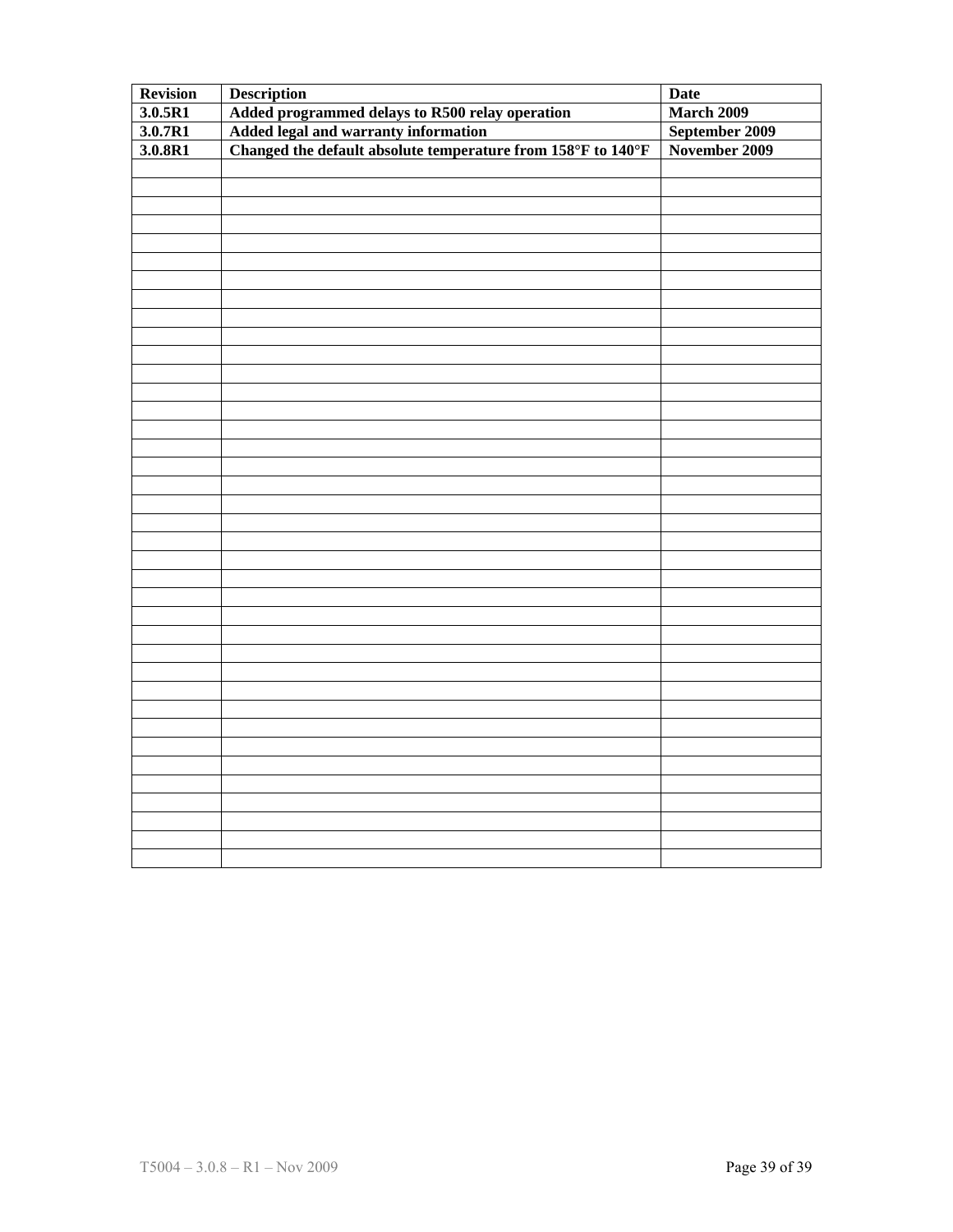| Revision | Description | Date |
|---|---|---|
| **3.0.5R1** | **Added programmed delays to R500 relay operation** | **March 2009** |
| **3.0.7R1** | **Added legal and warranty information** | **September 2009** |
| **3.0.8R1** | **Changed the default absolute temperature from 158°F to 140°F** | **November 2009** |
| | | |
| | | |
| | | |
| | | |
| | | |
| | | |
| | | |
| | | |
| | | |
| | | |
| | | |
| | | |
| | | |
| | | |
| | | |
| | | |
| | | |
| | | |
| | | |
| | | |
| | | |
| | | |
| | | |
| | | |
| | | |
| | | |
| | | |
| | | |
| | | |
| | | |
| | | |
| | | |
| | | |
| | | |
| | | |
| | | |
| | | |